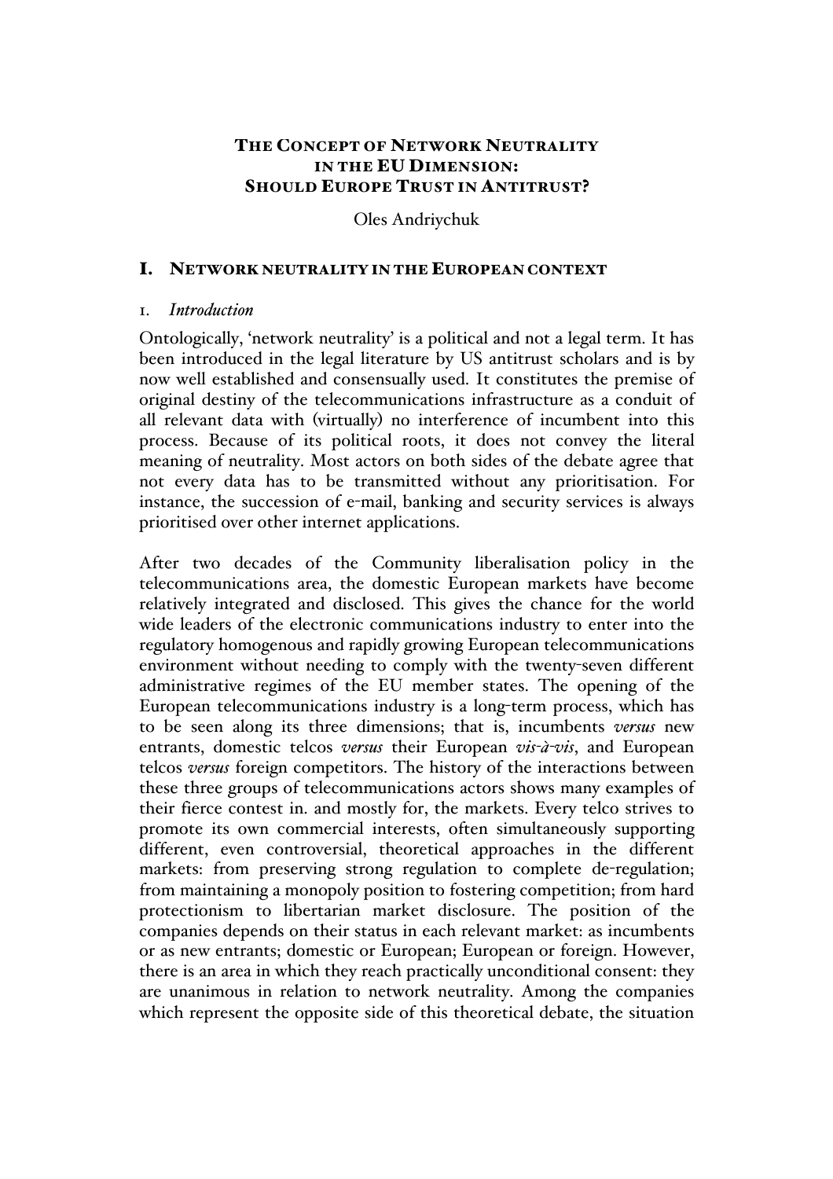# The Concept of Network Neutrality in the EU Dimension: Should Europe Trust in Antitrust?

Oles Andriychuk

## I. Network neutrality in the European context

### 1. *Introduction*

Ontologically, 'network neutrality' is a political and not a legal term. It has been introduced in the legal literature by US antitrust scholars and is by now well established and consensually used. It constitutes the premise of original destiny of the telecommunications infrastructure as a conduit of all relevant data with (virtually) no interference of incumbent into this process. Because of its political roots, it does not convey the literal meaning of neutrality. Most actors on both sides of the debate agree that not every data has to be transmitted without any prioritisation. For instance, the succession of e-mail, banking and security services is always prioritised over other internet applications.

After two decades of the Community liberalisation policy in the telecommunications area, the domestic European markets have become relatively integrated and disclosed. This gives the chance for the world wide leaders of the electronic communications industry to enter into the regulatory homogenous and rapidly growing European telecommunications environment without needing to comply with the twenty-seven different administrative regimes of the EU member states. The opening of the European telecommunications industry is a long-term process, which has to be seen along its three dimensions; that is, incumbents *versus* new entrants, domestic telcos *versus* their European *vis-à-vis*, and European telcos *versus* foreign competitors. The history of the interactions between these three groups of telecommunications actors shows many examples of their fierce contest in. and mostly for, the markets. Every telco strives to promote its own commercial interests, often simultaneously supporting different, even controversial, theoretical approaches in the different markets: from preserving strong regulation to complete de-regulation; from maintaining a monopoly position to fostering competition; from hard protectionism to libertarian market disclosure. The position of the companies depends on their status in each relevant market: as incumbents or as new entrants; domestic or European; European or foreign. However, there is an area in which they reach practically unconditional consent: they are unanimous in relation to network neutrality. Among the companies which represent the opposite side of this theoretical debate, the situation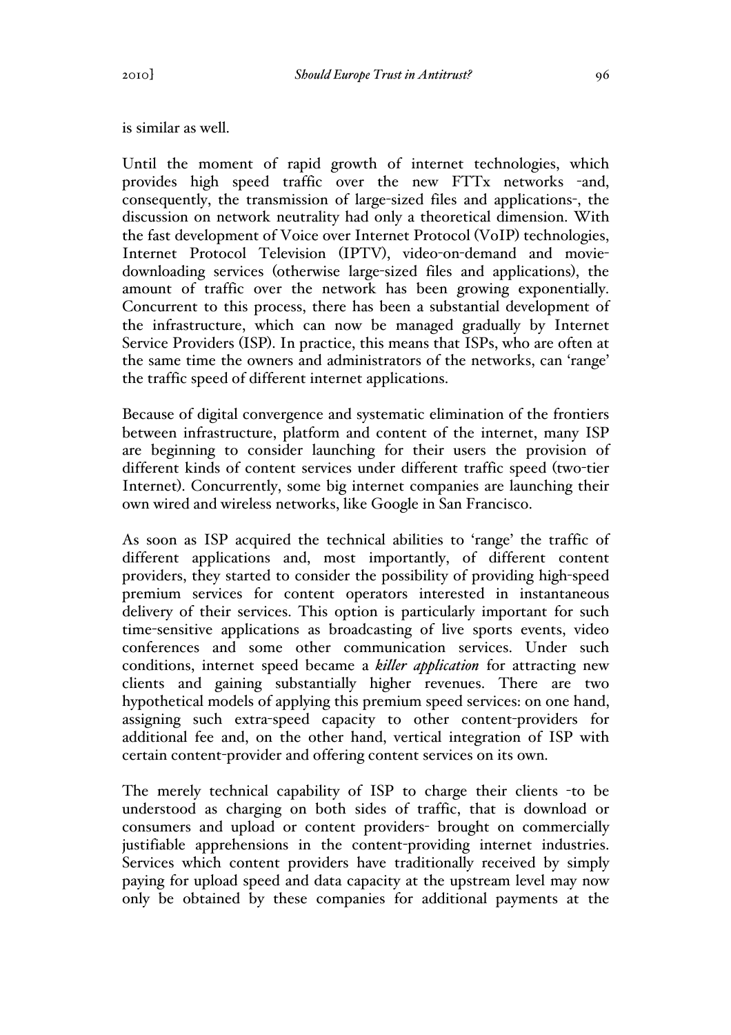is similar as well.

Until the moment of rapid growth of internet technologies, which provides high speed traffic over the new FTTx networks -and, consequently, the transmission of large-sized files and applications-, the discussion on network neutrality had only a theoretical dimension. With the fast development of Voice over Internet Protocol (VoIP) technologies, Internet Protocol Television (IPTV), video-on-demand and movie-downloading services (otherwise large-sized files and applications), the amount of traffic over the network has been growing exponentially. Concurrent to this process, there has been a substantial development of the infrastructure, which can now be managed gradually by Internet Service Providers (ISP). In practice, this means that ISPs, who are often at the same time the owners and administrators of the networks, can 'range' the traffic speed of different internet applications.

Because of digital convergence and systematic elimination of the frontiers between infrastructure, platform and content of the internet, many ISP are beginning to consider launching for their users the provision of different kinds of content services under different traffic speed (two-tier Internet). Concurrently, some big internet companies are launching their own wired and wireless networks, like Google in San Francisco.

As soon as ISP acquired the technical abilities to 'range' the traffic of different applications and, most importantly, of different content providers, they started to consider the possibility of providing high-speed premium services for content operators interested in instantaneous delivery of their services. This option is particularly important for such time-sensitive applications as broadcasting of live sports events, video conferences and some other communication services. Under such conditions, internet speed became a ***killer application*** for attracting new clients and gaining substantially higher revenues. There are two hypothetical models of applying this premium speed services: on one hand, assigning such extra-speed capacity to other content-providers for additional fee and, on the other hand, vertical integration of ISP with certain content-provider and offering content services on its own.

The merely technical capability of ISP to charge their clients -to be understood as charging on both sides of traffic, that is download or consumers and upload or content providers- brought on commercially justifiable apprehensions in the content-providing internet industries. Services which content providers have traditionally received by simply paying for upload speed and data capacity at the upstream level may now only be obtained by these companies for additional payments at the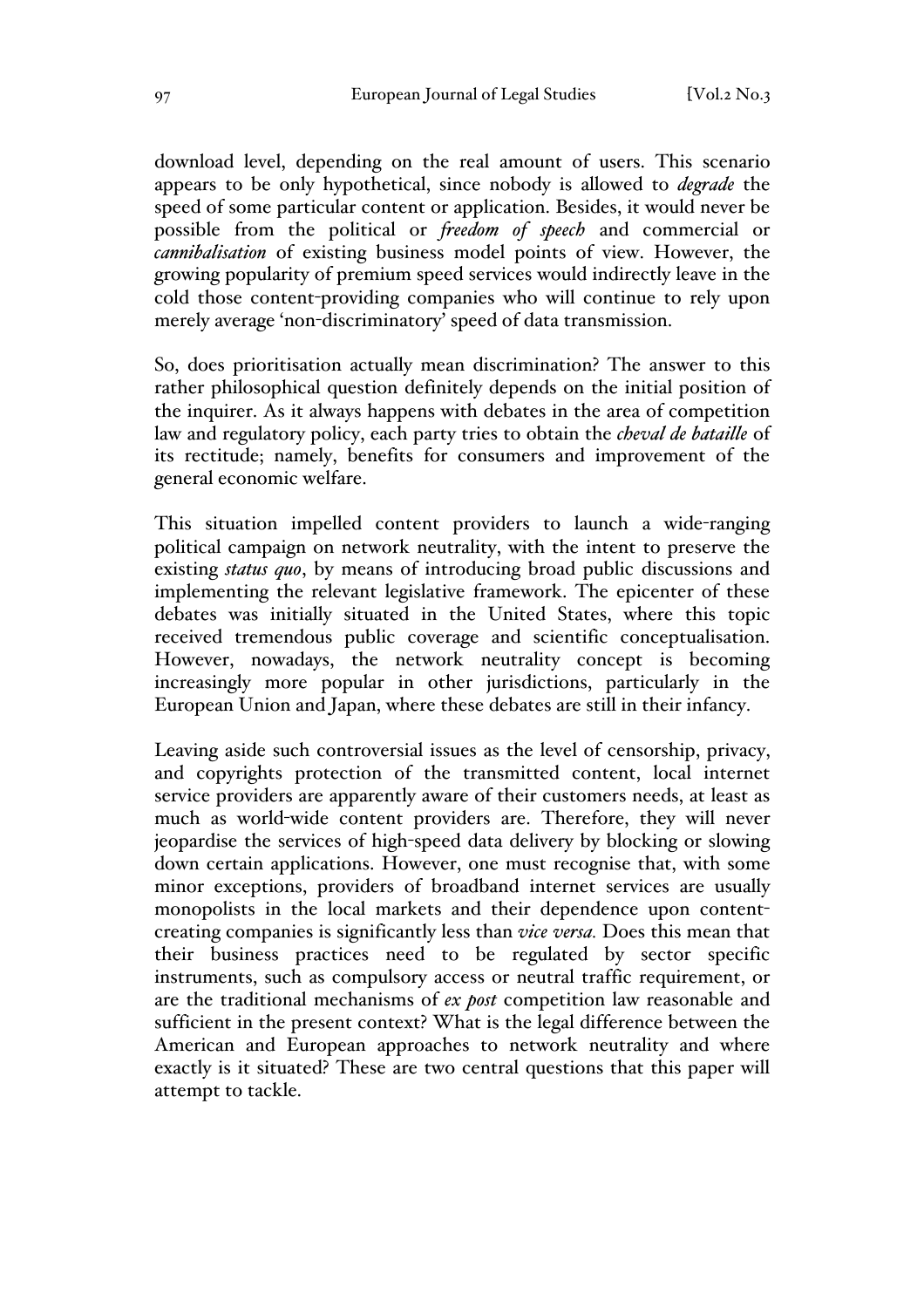download level, depending on the real amount of users. This scenario appears to be only hypothetical, since nobody is allowed to *degrade* the speed of some particular content or application. Besides, it would never be possible from the political or *freedom of speech* and commercial or *cannibalisation* of existing business model points of view. However, the growing popularity of premium speed services would indirectly leave in the cold those content-providing companies who will continue to rely upon merely average 'non-discriminatory' speed of data transmission.

So, does prioritisation actually mean discrimination? The answer to this rather philosophical question definitely depends on the initial position of the inquirer. As it always happens with debates in the area of competition law and regulatory policy, each party tries to obtain the *cheval de bataille* of its rectitude; namely, benefits for consumers and improvement of the general economic welfare.

This situation impelled content providers to launch a wide-ranging political campaign on network neutrality, with the intent to preserve the existing *status quo*, by means of introducing broad public discussions and implementing the relevant legislative framework. The epicenter of these debates was initially situated in the United States, where this topic received tremendous public coverage and scientific conceptualisation. However, nowadays, the network neutrality concept is becoming increasingly more popular in other jurisdictions, particularly in the European Union and Japan, where these debates are still in their infancy.

Leaving aside such controversial issues as the level of censorship, privacy, and copyrights protection of the transmitted content, local internet service providers are apparently aware of their customers needs, at least as much as world-wide content providers are. Therefore, they will never jeopardise the services of high-speed data delivery by blocking or slowing down certain applications. However, one must recognise that, with some minor exceptions, providers of broadband internet services are usually monopolists in the local markets and their dependence upon content-creating companies is significantly less than *vice versa.* Does this mean that their business practices need to be regulated by sector specific instruments, such as compulsory access or neutral traffic requirement, or are the traditional mechanisms of *ex post* competition law reasonable and sufficient in the present context? What is the legal difference between the American and European approaches to network neutrality and where exactly is it situated? These are two central questions that this paper will attempt to tackle.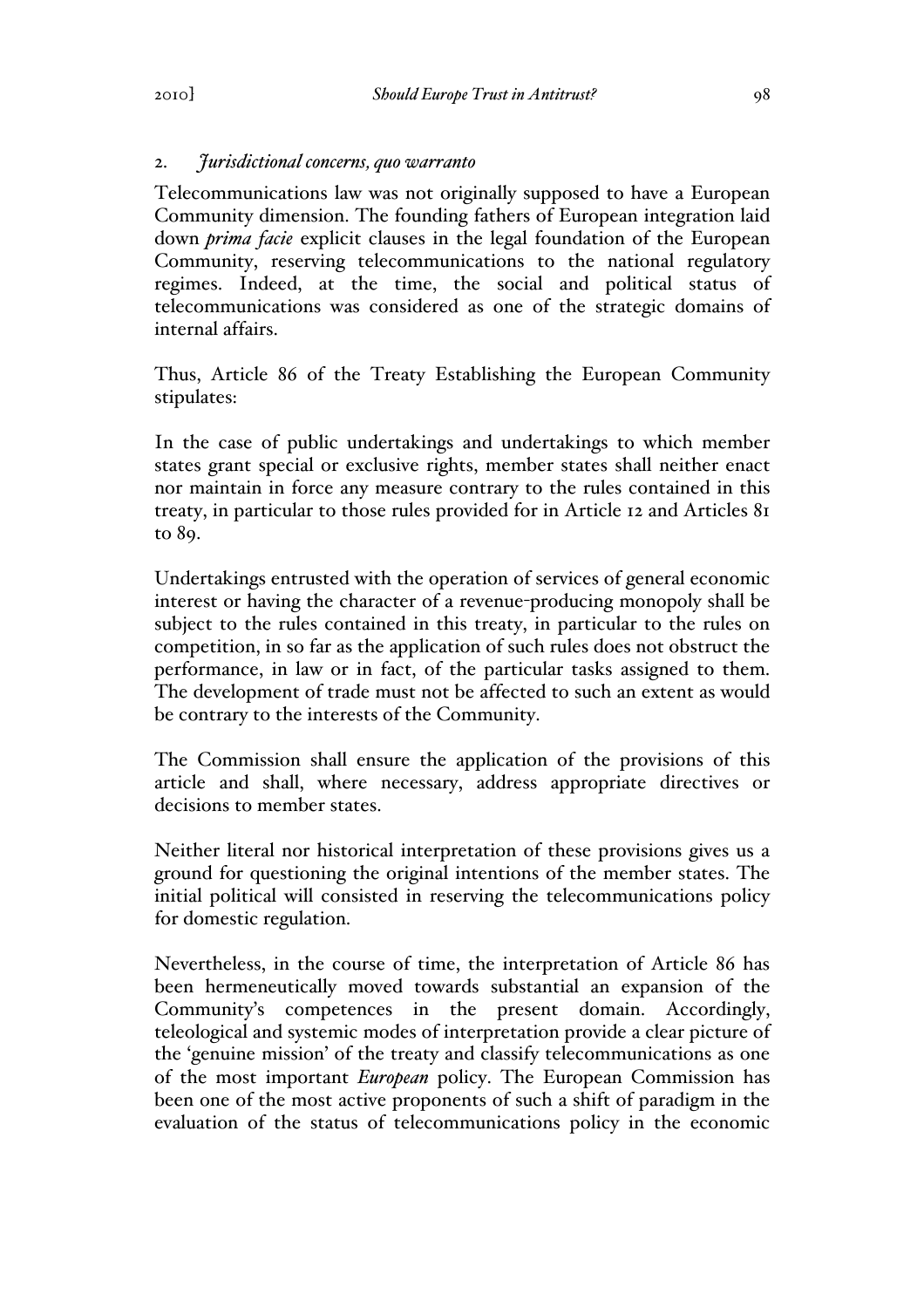### 2. *Jurisdictional concerns, quo warranto*

Telecommunications law was not originally supposed to have a European Community dimension. The founding fathers of European integration laid down ***prima facie*** explicit clauses in the legal foundation of the European Community, reserving telecommunications to the national regulatory regimes. Indeed, at the time, the social and political status of telecommunications was considered as one of the strategic domains of internal affairs.

Thus, Article 86 of the Treaty Establishing the European Community stipulates:

In the case of public undertakings and undertakings to which member states grant special or exclusive rights, member states shall neither enact nor maintain in force any measure contrary to the rules contained in this treaty, in particular to those rules provided for in Article 12 and Articles 81 to 89.

Undertakings entrusted with the operation of services of general economic interest or having the character of a revenue-producing monopoly shall be subject to the rules contained in this treaty, in particular to the rules on competition, in so far as the application of such rules does not obstruct the performance, in law or in fact, of the particular tasks assigned to them. The development of trade must not be affected to such an extent as would be contrary to the interests of the Community.

The Commission shall ensure the application of the provisions of this article and shall, where necessary, address appropriate directives or decisions to member states.

Neither literal nor historical interpretation of these provisions gives us a ground for questioning the original intentions of the member states. The initial political will consisted in reserving the telecommunications policy for domestic regulation.

Nevertheless, in the course of time, the interpretation of Article 86 has been hermeneutically moved towards substantial an expansion of the Community's competences in the present domain. Accordingly, teleological and systemic modes of interpretation provide a clear picture of the 'genuine mission' of the treaty and classify telecommunications as one of the most important *European* policy. The European Commission has been one of the most active proponents of such a shift of paradigm in the evaluation of the status of telecommunications policy in the economic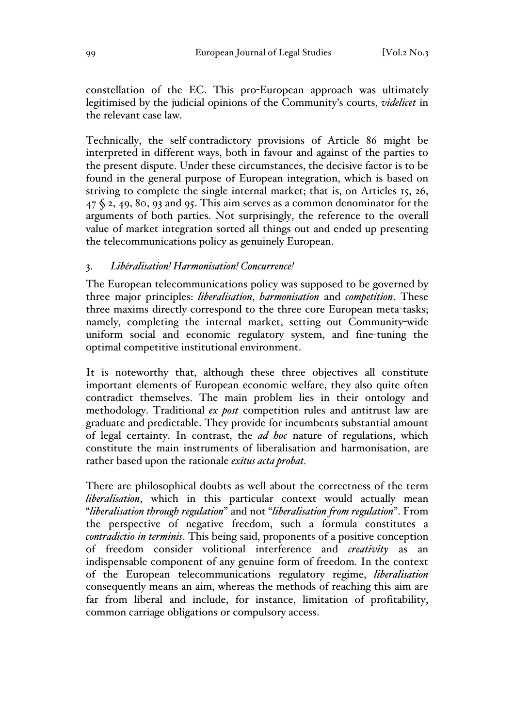constellation of the EC. This pro-European approach was ultimately legitimised by the judicial opinions of the Community's courts, *videlicet* in the relevant case law.

Technically, the self-contradictory provisions of Article 86 might be interpreted in different ways, both in favour and against of the parties to the present dispute. Under these circumstances, the decisive factor is to be found in the general purpose of European integration, which is based on striving to complete the single internal market; that is, on Articles 15, 26, 47 § 2, 49, 80, 93 and 95. This aim serves as a common denominator for the arguments of both parties. Not surprisingly, the reference to the overall value of market integration sorted all things out and ended up presenting the telecommunications policy as genuinely European.

### 3. *Libéralisation! Harmonisation! Concurrence!*

The European telecommunications policy was supposed to be governed by three major principles: *liberalisation*, *harmonisation* and *competition*. These three maxims directly correspond to the three core European meta-tasks; namely, completing the internal market, setting out Community-wide uniform social and economic regulatory system, and fine-tuning the optimal competitive institutional environment.

It is noteworthy that, although these three objectives all constitute important elements of European economic welfare, they also quite often contradict themselves. The main problem lies in their ontology and methodology. Traditional *ex post* competition rules and antitrust law are graduate and predictable. They provide for incumbents substantial amount of legal certainty. In contrast, the *ad hoc* nature of regulations, which constitute the main instruments of liberalisation and harmonisation, are rather based upon the rationale *exitus acta probat.*

There are philosophical doubts as well about the correctness of the term *liberalisation*, which in this particular context would actually mean "*liberalisation through regulation*" and not "*liberalisation from regulation*". From the perspective of negative freedom, such a formula constitutes a *contradictio in terminis*. This being said, proponents of a positive conception of freedom consider volitional interference and *creativity* as an indispensable component of any genuine form of freedom. In the context of the European telecommunications regulatory regime, *liberalisation* consequently means an aim, whereas the methods of reaching this aim are far from liberal and include, for instance, limitation of profitability, common carriage obligations or compulsory access.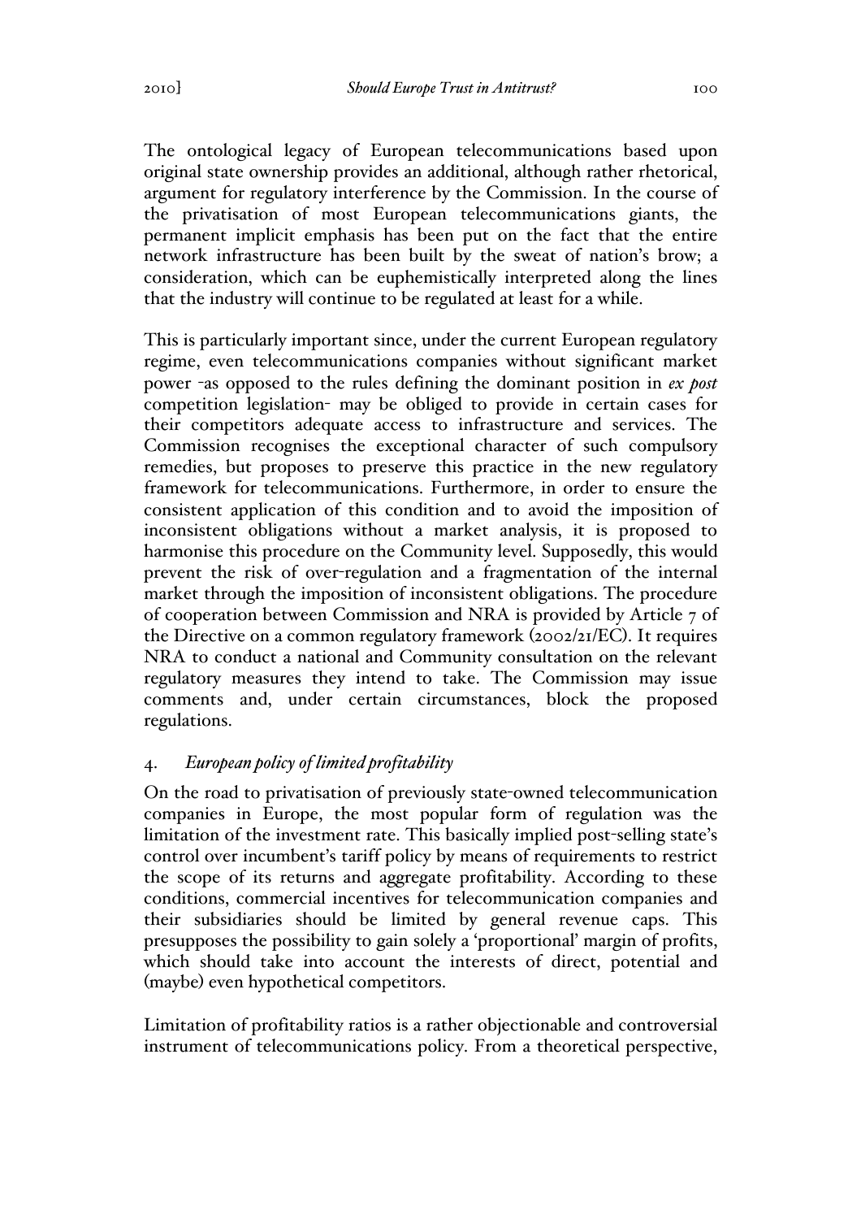The ontological legacy of European telecommunications based upon original state ownership provides an additional, although rather rhetorical, argument for regulatory interference by the Commission. In the course of the privatisation of most European telecommunications giants, the permanent implicit emphasis has been put on the fact that the entire network infrastructure has been built by the sweat of nation's brow; a consideration, which can be euphemistically interpreted along the lines that the industry will continue to be regulated at least for a while.

This is particularly important since, under the current European regulatory regime, even telecommunications companies without significant market power -as opposed to the rules defining the dominant position in *ex post* competition legislation- may be obliged to provide in certain cases for their competitors adequate access to infrastructure and services. The Commission recognises the exceptional character of such compulsory remedies, but proposes to preserve this practice in the new regulatory framework for telecommunications. Furthermore, in order to ensure the consistent application of this condition and to avoid the imposition of inconsistent obligations without a market analysis, it is proposed to harmonise this procedure on the Community level. Supposedly, this would prevent the risk of over-regulation and a fragmentation of the internal market through the imposition of inconsistent obligations. The procedure of cooperation between Commission and NRA is provided by Article 7 of the Directive on a common regulatory framework (2002/21/EC). It requires NRA to conduct a national and Community consultation on the relevant regulatory measures they intend to take. The Commission may issue comments and, under certain circumstances, block the proposed regulations.

## 4. *European policy of limited profitability*

On the road to privatisation of previously state-owned telecommunication companies in Europe, the most popular form of regulation was the limitation of the investment rate. This basically implied post-selling state's control over incumbent's tariff policy by means of requirements to restrict the scope of its returns and aggregate profitability. According to these conditions, commercial incentives for telecommunication companies and their subsidiaries should be limited by general revenue caps. This presupposes the possibility to gain solely a 'proportional' margin of profits, which should take into account the interests of direct, potential and (maybe) even hypothetical competitors.

Limitation of profitability ratios is a rather objectionable and controversial instrument of telecommunications policy. From a theoretical perspective,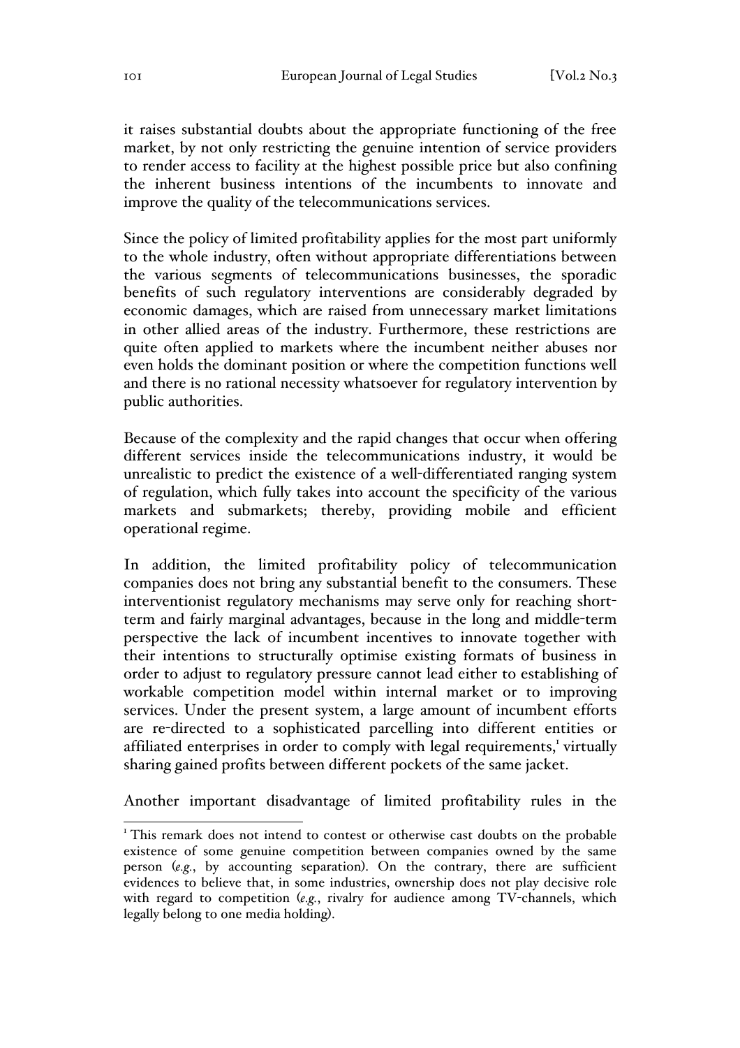it raises substantial doubts about the appropriate functioning of the free market, by not only restricting the genuine intention of service providers to render access to facility at the highest possible price but also confining the inherent business intentions of the incumbents to innovate and improve the quality of the telecommunications services.

Since the policy of limited profitability applies for the most part uniformly to the whole industry, often without appropriate differentiations between the various segments of telecommunications businesses, the sporadic benefits of such regulatory interventions are considerably degraded by economic damages, which are raised from unnecessary market limitations in other allied areas of the industry. Furthermore, these restrictions are quite often applied to markets where the incumbent neither abuses nor even holds the dominant position or where the competition functions well and there is no rational necessity whatsoever for regulatory intervention by public authorities.

Because of the complexity and the rapid changes that occur when offering different services inside the telecommunications industry, it would be unrealistic to predict the existence of a well-differentiated ranging system of regulation, which fully takes into account the specificity of the various markets and submarkets; thereby, providing mobile and efficient operational regime.

In addition, the limited profitability policy of telecommunication companies does not bring any substantial benefit to the consumers. These interventionist regulatory mechanisms may serve only for reaching short-term and fairly marginal advantages, because in the long and middle-term perspective the lack of incumbent incentives to innovate together with their intentions to structurally optimise existing formats of business in order to adjust to regulatory pressure cannot lead either to establishing of workable competition model within internal market or to improving services. Under the present system, a large amount of incumbent efforts are re-directed to a sophisticated parcelling into different entities or affiliated enterprises in order to comply with legal requirements,[1] virtually sharing gained profits between different pockets of the same jacket.

Another important disadvantage of limited profitability rules in the

[1] This remark does not intend to contest or otherwise cast doubts on the probable existence of some genuine competition between companies owned by the same person (*e.g.*, by accounting separation). On the contrary, there are sufficient evidences to believe that, in some industries, ownership does not play decisive role with regard to competition (*e.g.*, rivalry for audience among TV-channels, which legally belong to one media holding).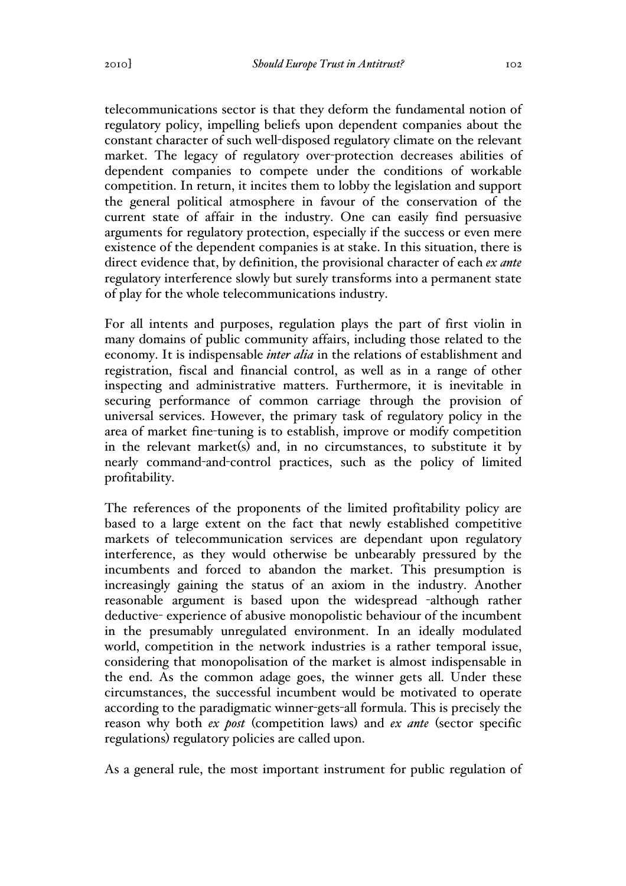telecommunications sector is that they deform the fundamental notion of regulatory policy, impelling beliefs upon dependent companies about the constant character of such well-disposed regulatory climate on the relevant market. The legacy of regulatory over-protection decreases abilities of dependent companies to compete under the conditions of workable competition. In return, it incites them to lobby the legislation and support the general political atmosphere in favour of the conservation of the current state of affair in the industry. One can easily find persuasive arguments for regulatory protection, especially if the success or even mere existence of the dependent companies is at stake. In this situation, there is direct evidence that, by definition, the provisional character of each *ex ante* regulatory interference slowly but surely transforms into a permanent state of play for the whole telecommunications industry.

For all intents and purposes, regulation plays the part of first violin in many domains of public community affairs, including those related to the economy. It is indispensable ***inter alia*** in the relations of establishment and registration, fiscal and financial control, as well as in a range of other inspecting and administrative matters. Furthermore, it is inevitable in securing performance of common carriage through the provision of universal services. However, the primary task of regulatory policy in the area of market fine-tuning is to establish, improve or modify competition in the relevant market(s) and, in no circumstances, to substitute it by nearly command-and-control practices, such as the policy of limited profitability.

The references of the proponents of the limited profitability policy are based to a large extent on the fact that newly established competitive markets of telecommunication services are dependant upon regulatory interference, as they would otherwise be unbearably pressured by the incumbents and forced to abandon the market. This presumption is increasingly gaining the status of an axiom in the industry. Another reasonable argument is based upon the widespread -although rather deductive- experience of abusive monopolistic behaviour of the incumbent in the presumably unregulated environment. In an ideally modulated world, competition in the network industries is a rather temporal issue, considering that monopolisation of the market is almost indispensable in the end. As the common adage goes, the winner gets all. Under these circumstances, the successful incumbent would be motivated to operate according to the paradigmatic winner-gets-all formula. This is precisely the reason why both *ex post* (competition laws) and *ex ante* (sector specific regulations) regulatory policies are called upon.

As a general rule, the most important instrument for public regulation of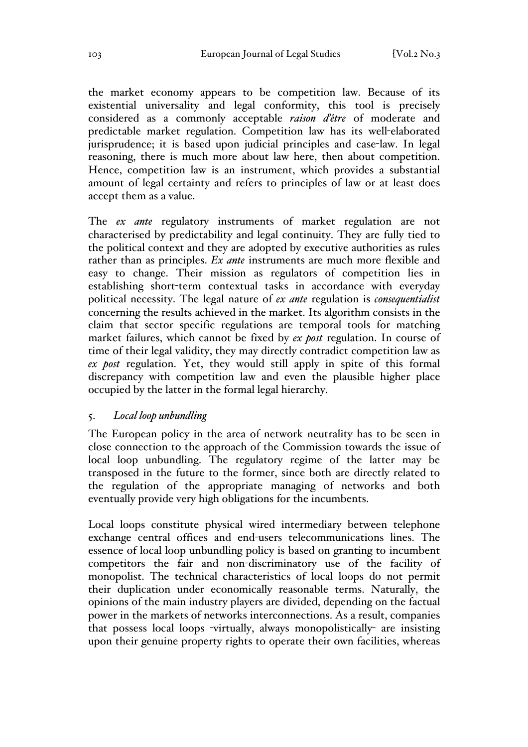the market economy appears to be competition law. Because of its existential universality and legal conformity, this tool is precisely considered as a commonly acceptable *raison d'être* of moderate and predictable market regulation. Competition law has its well-elaborated jurisprudence; it is based upon judicial principles and case-law. In legal reasoning, there is much more about law here, then about competition. Hence, competition law is an instrument, which provides a substantial amount of legal certainty and refers to principles of law or at least does accept them as a value.

The *ex ante* regulatory instruments of market regulation are not characterised by predictability and legal continuity. They are fully tied to the political context and they are adopted by executive authorities as rules rather than as principles. *Ex ante* instruments are much more flexible and easy to change. Their mission as regulators of competition lies in establishing short-term contextual tasks in accordance with everyday political necessity. The legal nature of *ex ante* regulation is *consequentialist* concerning the results achieved in the market. Its algorithm consists in the claim that sector specific regulations are temporal tools for matching market failures, which cannot be fixed by *ex post* regulation. In course of time of their legal validity, they may directly contradict competition law as *ex post* regulation. Yet, they would still apply in spite of this formal discrepancy with competition law and even the plausible higher place occupied by the latter in the formal legal hierarchy.

## 5. *Local loop unbundling*

The European policy in the area of network neutrality has to be seen in close connection to the approach of the Commission towards the issue of local loop unbundling. The regulatory regime of the latter may be transposed in the future to the former, since both are directly related to the regulation of the appropriate managing of networks and both eventually provide very high obligations for the incumbents.

Local loops constitute physical wired intermediary between telephone exchange central offices and end-users telecommunications lines. The essence of local loop unbundling policy is based on granting to incumbent competitors the fair and non-discriminatory use of the facility of monopolist. The technical characteristics of local loops do not permit their duplication under economically reasonable terms. Naturally, the opinions of the main industry players are divided, depending on the factual power in the markets of networks interconnections. As a result, companies that possess local loops -virtually, always monopolistically- are insisting upon their genuine property rights to operate their own facilities, whereas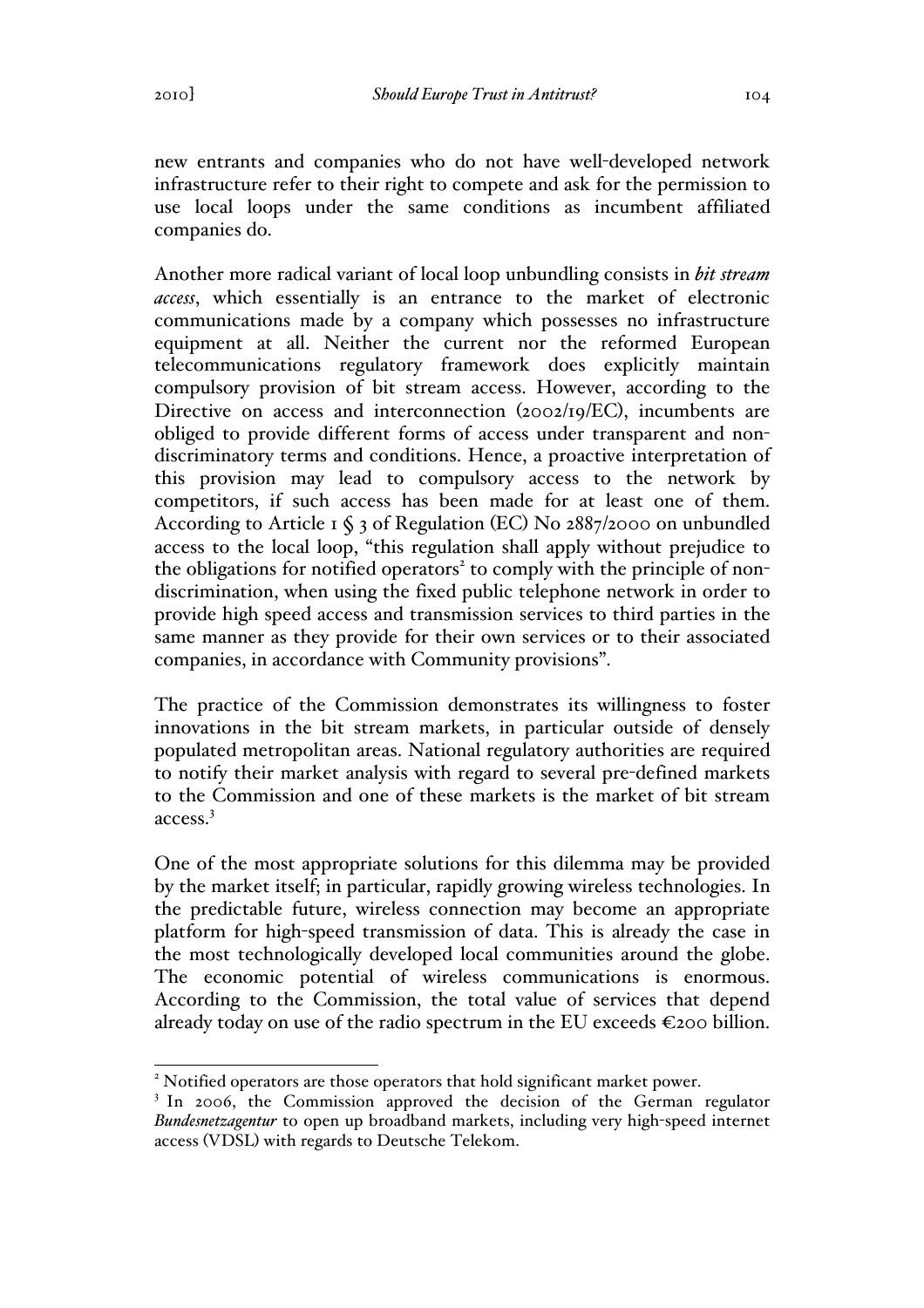new entrants and companies who do not have well-developed network infrastructure refer to their right to compete and ask for the permission to use local loops under the same conditions as incumbent affiliated companies do.

Another more radical variant of local loop unbundling consists in *bit stream access*, which essentially is an entrance to the market of electronic communications made by a company which possesses no infrastructure equipment at all. Neither the current nor the reformed European telecommunications regulatory framework does explicitly maintain compulsory provision of bit stream access. However, according to the Directive on access and interconnection (2002/19/EC), incumbents are obliged to provide different forms of access under transparent and non-discriminatory terms and conditions. Hence, a proactive interpretation of this provision may lead to compulsory access to the network by competitors, if such access has been made for at least one of them. According to Article 1 § 3 of Regulation (EC) No 2887/2000 on unbundled access to the local loop, "this regulation shall apply without prejudice to the obligations for notified operators[2] to comply with the principle of non-discrimination, when using the fixed public telephone network in order to provide high speed access and transmission services to third parties in the same manner as they provide for their own services or to their associated companies, in accordance with Community provisions".

The practice of the Commission demonstrates its willingness to foster innovations in the bit stream markets, in particular outside of densely populated metropolitan areas. National regulatory authorities are required to notify their market analysis with regard to several pre-defined markets to the Commission and one of these markets is the market of bit stream access.[3]

One of the most appropriate solutions for this dilemma may be provided by the market itself; in particular, rapidly growing wireless technologies. In the predictable future, wireless connection may become an appropriate platform for high-speed transmission of data. This is already the case in the most technologically developed local communities around the globe. The economic potential of wireless communications is enormous. According to the Commission, the total value of services that depend already today on use of the radio spectrum in the EU exceeds €200 billion.

[2] Notified operators are those operators that hold significant market power.

[3] In 2006, the Commission approved the decision of the German regulator *Bundesnetzagentur* to open up broadband markets, including very high-speed internet access (VDSL) with regards to Deutsche Telekom.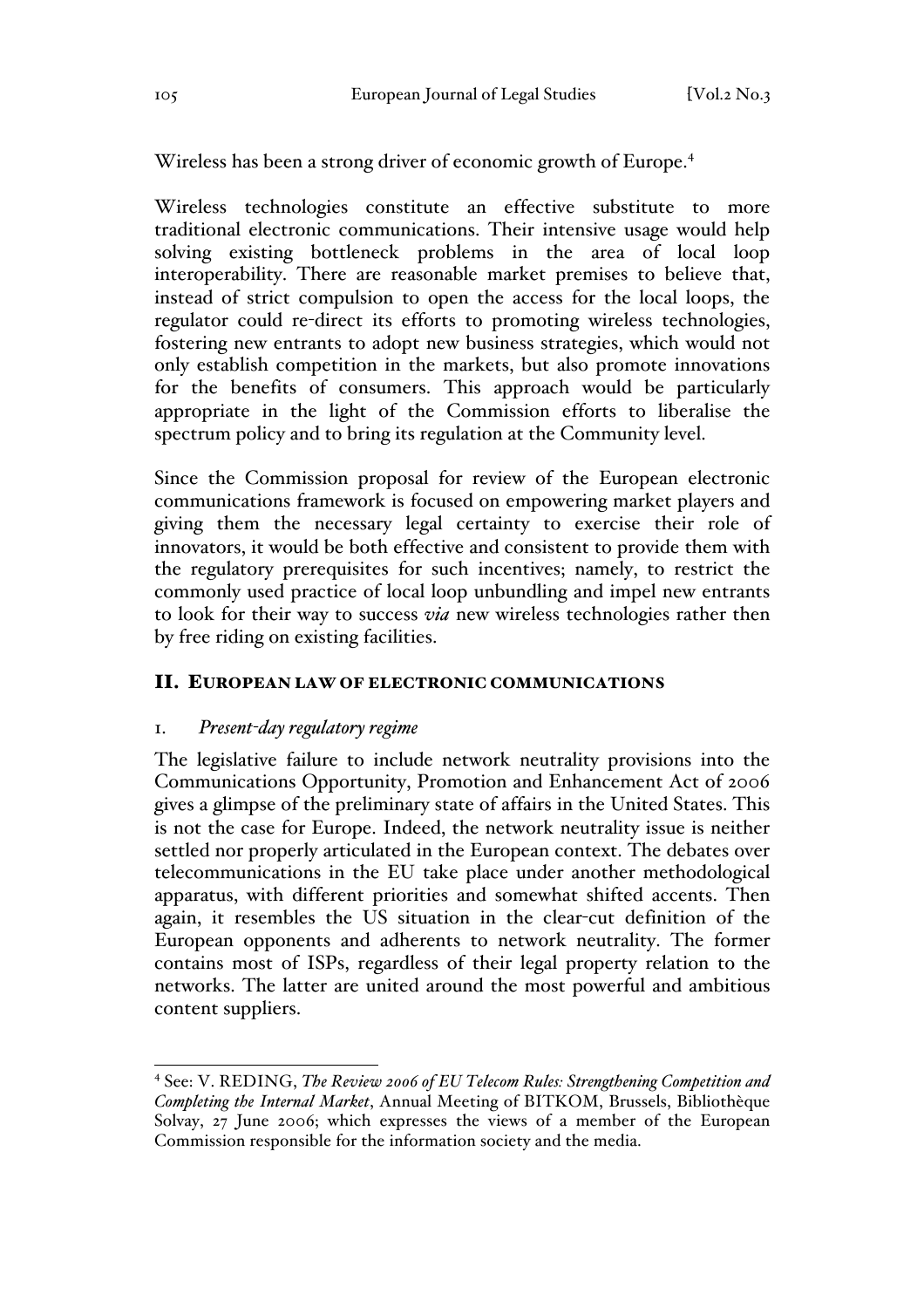Wireless has been a strong driver of economic growth of Europe.[4]

Wireless technologies constitute an effective substitute to more traditional electronic communications. Their intensive usage would help solving existing bottleneck problems in the area of local loop interoperability. There are reasonable market premises to believe that, instead of strict compulsion to open the access for the local loops, the regulator could re-direct its efforts to promoting wireless technologies, fostering new entrants to adopt new business strategies, which would not only establish competition in the markets, but also promote innovations for the benefits of consumers. This approach would be particularly appropriate in the light of the Commission efforts to liberalise the spectrum policy and to bring its regulation at the Community level.

Since the Commission proposal for review of the European electronic communications framework is focused on empowering market players and giving them the necessary legal certainty to exercise their role of innovators, it would be both effective and consistent to provide them with the regulatory prerequisites for such incentives; namely, to restrict the commonly used practice of local loop unbundling and impel new entrants to look for their way to success *via* new wireless technologies rather then by free riding on existing facilities.

## II. EUROPEAN LAW OF ELECTRONIC COMMUNICATIONS

### 1. *Present-day regulatory regime*

The legislative failure to include network neutrality provisions into the Communications Opportunity, Promotion and Enhancement Act of 2006 gives a glimpse of the preliminary state of affairs in the United States. This is not the case for Europe. Indeed, the network neutrality issue is neither settled nor properly articulated in the European context. The debates over telecommunications in the EU take place under another methodological apparatus, with different priorities and somewhat shifted accents. Then again, it resembles the US situation in the clear-cut definition of the European opponents and adherents to network neutrality. The former contains most of ISPs, regardless of their legal property relation to the networks. The latter are united around the most powerful and ambitious content suppliers.

---

[4] See: V. REDING, *The Review 2006 of EU Telecom Rules: Strengthening Competition and Completing the Internal Market*, Annual Meeting of BITKOM, Brussels, Bibliothèque Solvay, 27 June 2006; which expresses the views of a member of the European Commission responsible for the information society and the media.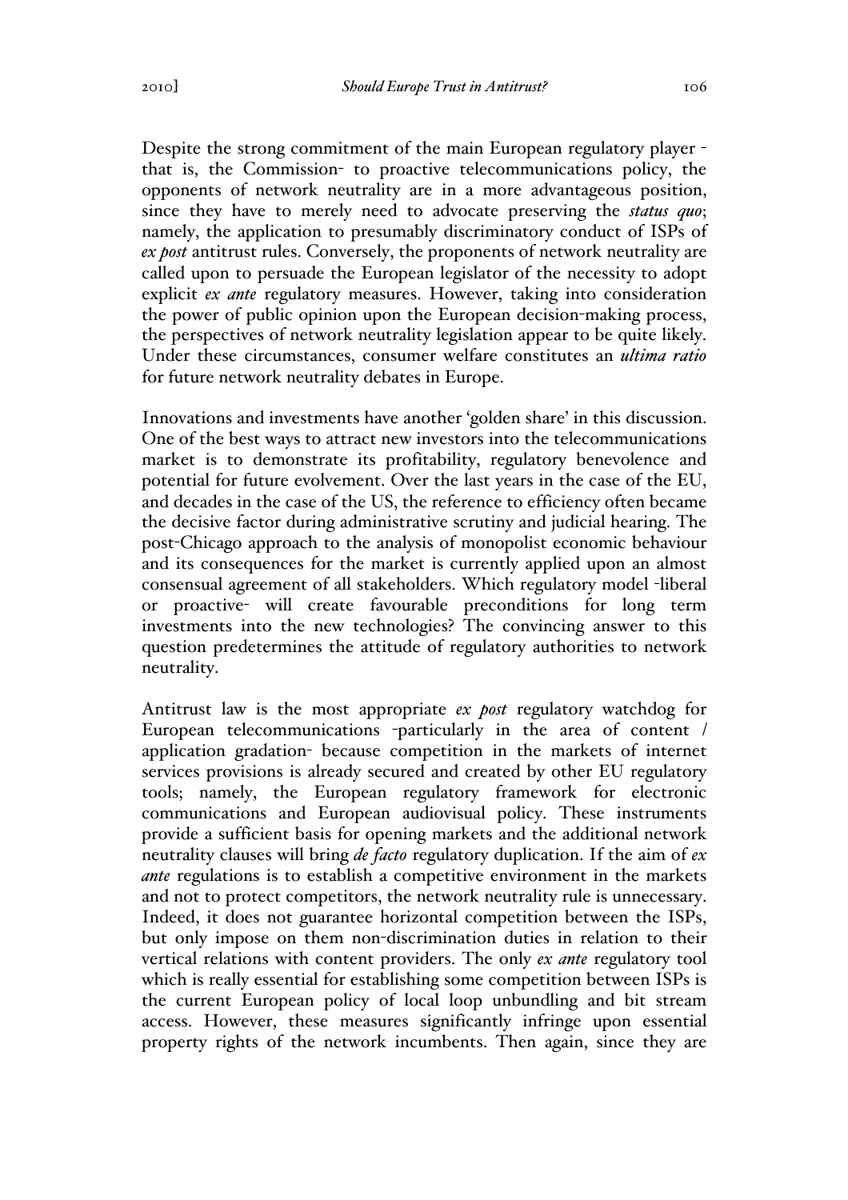Despite the strong commitment of the main European regulatory player - that is, the Commission- to proactive telecommunications policy, the opponents of network neutrality are in a more advantageous position, since they have to merely need to advocate preserving the ***status quo***; namely, the application to presumably discriminatory conduct of ISPs of *ex post* antitrust rules. Conversely, the proponents of network neutrality are called upon to persuade the European legislator of the necessity to adopt explicit *ex ante* regulatory measures. However, taking into consideration the power of public opinion upon the European decision-making process, the perspectives of network neutrality legislation appear to be quite likely. Under these circumstances, consumer welfare constitutes an ***ultima ratio*** for future network neutrality debates in Europe.

Innovations and investments have another 'golden share' in this discussion. One of the best ways to attract new investors into the telecommunications market is to demonstrate its profitability, regulatory benevolence and potential for future evolvement. Over the last years in the case of the EU, and decades in the case of the US, the reference to efficiency often became the decisive factor during administrative scrutiny and judicial hearing. The post-Chicago approach to the analysis of monopolist economic behaviour and its consequences for the market is currently applied upon an almost consensual agreement of all stakeholders. Which regulatory model -liberal or proactive- will create favourable preconditions for long term investments into the new technologies? The convincing answer to this question predetermines the attitude of regulatory authorities to network neutrality.

Antitrust law is the most appropriate *ex post* regulatory watchdog for European telecommunications -particularly in the area of content / application gradation- because competition in the markets of internet services provisions is already secured and created by other EU regulatory tools; namely, the European regulatory framework for electronic communications and European audiovisual policy. These instruments provide a sufficient basis for opening markets and the additional network neutrality clauses will bring *de facto* regulatory duplication. If the aim of *ex ante* regulations is to establish a competitive environment in the markets and not to protect competitors, the network neutrality rule is unnecessary. Indeed, it does not guarantee horizontal competition between the ISPs, but only impose on them non-discrimination duties in relation to their vertical relations with content providers. The only *ex ante* regulatory tool which is really essential for establishing some competition between ISPs is the current European policy of local loop unbundling and bit stream access. However, these measures significantly infringe upon essential property rights of the network incumbents. Then again, since they are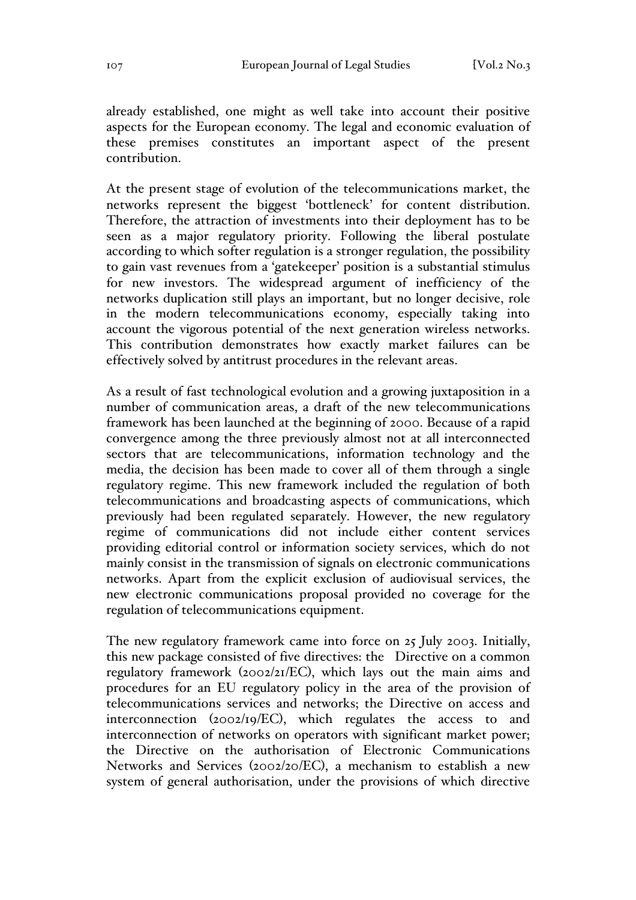already established, one might as well take into account their positive aspects for the European economy. The legal and economic evaluation of these premises constitutes an important aspect of the present contribution.

At the present stage of evolution of the telecommunications market, the networks represent the biggest 'bottleneck' for content distribution. Therefore, the attraction of investments into their deployment has to be seen as a major regulatory priority. Following the liberal postulate according to which softer regulation is a stronger regulation, the possibility to gain vast revenues from a 'gatekeeper' position is a substantial stimulus for new investors. The widespread argument of inefficiency of the networks duplication still plays an important, but no longer decisive, role in the modern telecommunications economy, especially taking into account the vigorous potential of the next generation wireless networks. This contribution demonstrates how exactly market failures can be effectively solved by antitrust procedures in the relevant areas.

As a result of fast technological evolution and a growing juxtaposition in a number of communication areas, a draft of the new telecommunications framework has been launched at the beginning of 2000. Because of a rapid convergence among the three previously almost not at all interconnected sectors that are telecommunications, information technology and the media, the decision has been made to cover all of them through a single regulatory regime. This new framework included the regulation of both telecommunications and broadcasting aspects of communications, which previously had been regulated separately. However, the new regulatory regime of communications did not include either content services providing editorial control or information society services, which do not mainly consist in the transmission of signals on electronic communications networks. Apart from the explicit exclusion of audiovisual services, the new electronic communications proposal provided no coverage for the regulation of telecommunications equipment.

The new regulatory framework came into force on 25 July 2003. Initially, this new package consisted of five directives: the Directive on a common regulatory framework (2002/21/EC), which lays out the main aims and procedures for an EU regulatory policy in the area of the provision of telecommunications services and networks; the Directive on access and interconnection (2002/19/EC), which regulates the access to and interconnection of networks on operators with significant market power; the Directive on the authorisation of Electronic Communications Networks and Services (2002/20/EC), a mechanism to establish a new system of general authorisation, under the provisions of which directive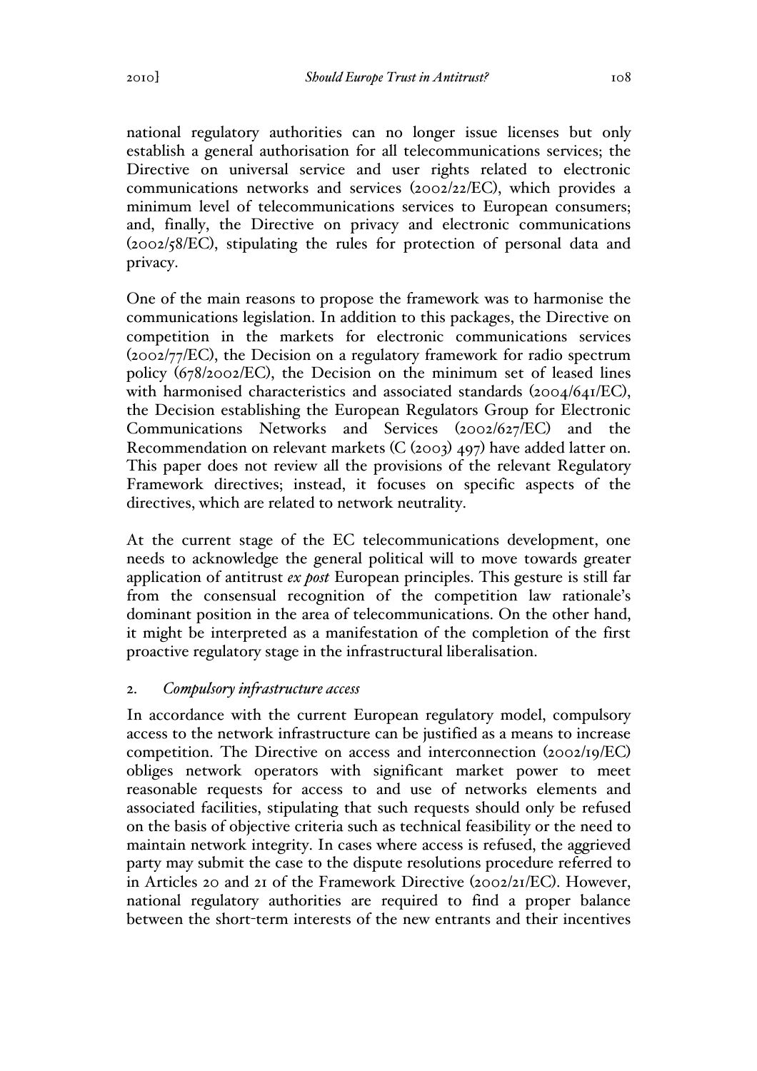national regulatory authorities can no longer issue licenses but only establish a general authorisation for all telecommunications services; the Directive on universal service and user rights related to electronic communications networks and services (2002/22/EC), which provides a minimum level of telecommunications services to European consumers; and, finally, the Directive on privacy and electronic communications (2002/58/EC), stipulating the rules for protection of personal data and privacy.

One of the main reasons to propose the framework was to harmonise the communications legislation. In addition to this packages, the Directive on competition in the markets for electronic communications services (2002/77/EC), the Decision on a regulatory framework for radio spectrum policy (678/2002/EC), the Decision on the minimum set of leased lines with harmonised characteristics and associated standards (2004/641/EC), the Decision establishing the European Regulators Group for Electronic Communications Networks and Services (2002/627/EC) and the Recommendation on relevant markets (C (2003) 497) have added latter on. This paper does not review all the provisions of the relevant Regulatory Framework directives; instead, it focuses on specific aspects of the directives, which are related to network neutrality.

At the current stage of the EC telecommunications development, one needs to acknowledge the general political will to move towards greater application of antitrust *ex post* European principles. This gesture is still far from the consensual recognition of the competition law rationale's dominant position in the area of telecommunications. On the other hand, it might be interpreted as a manifestation of the completion of the first proactive regulatory stage in the infrastructural liberalisation.

## 2. *Compulsory infrastructure access*

In accordance with the current European regulatory model, compulsory access to the network infrastructure can be justified as a means to increase competition. The Directive on access and interconnection (2002/19/EC) obliges network operators with significant market power to meet reasonable requests for access to and use of networks elements and associated facilities, stipulating that such requests should only be refused on the basis of objective criteria such as technical feasibility or the need to maintain network integrity. In cases where access is refused, the aggrieved party may submit the case to the dispute resolutions procedure referred to in Articles 20 and 21 of the Framework Directive (2002/21/EC). However, national regulatory authorities are required to find a proper balance between the short-term interests of the new entrants and their incentives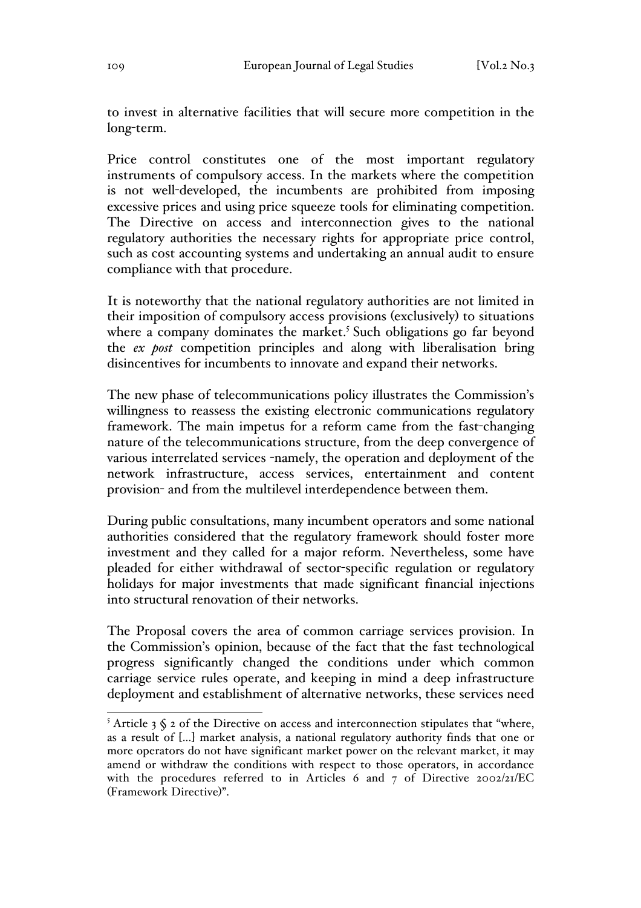to invest in alternative facilities that will secure more competition in the long-term.

Price control constitutes one of the most important regulatory instruments of compulsory access. In the markets where the competition is not well-developed, the incumbents are prohibited from imposing excessive prices and using price squeeze tools for eliminating competition. The Directive on access and interconnection gives to the national regulatory authorities the necessary rights for appropriate price control, such as cost accounting systems and undertaking an annual audit to ensure compliance with that procedure.

It is noteworthy that the national regulatory authorities are not limited in their imposition of compulsory access provisions (exclusively) to situations where a company dominates the market.[5] Such obligations go far beyond the *ex post* competition principles and along with liberalisation bring disincentives for incumbents to innovate and expand their networks.

The new phase of telecommunications policy illustrates the Commission's willingness to reassess the existing electronic communications regulatory framework. The main impetus for a reform came from the fast-changing nature of the telecommunications structure, from the deep convergence of various interrelated services -namely, the operation and deployment of the network infrastructure, access services, entertainment and content provision- and from the multilevel interdependence between them.

During public consultations, many incumbent operators and some national authorities considered that the regulatory framework should foster more investment and they called for a major reform. Nevertheless, some have pleaded for either withdrawal of sector-specific regulation or regulatory holidays for major investments that made significant financial injections into structural renovation of their networks.

The Proposal covers the area of common carriage services provision. In the Commission's opinion, because of the fact that the fast technological progress significantly changed the conditions under which common carriage service rules operate, and keeping in mind a deep infrastructure deployment and establishment of alternative networks, these services need

---

[5] Article 3 § 2 of the Directive on access and interconnection stipulates that "where, as a result of [...] market analysis, a national regulatory authority finds that one or more operators do not have significant market power on the relevant market, it may amend or withdraw the conditions with respect to those operators, in accordance with the procedures referred to in Articles 6 and 7 of Directive 2002/21/EC (Framework Directive)".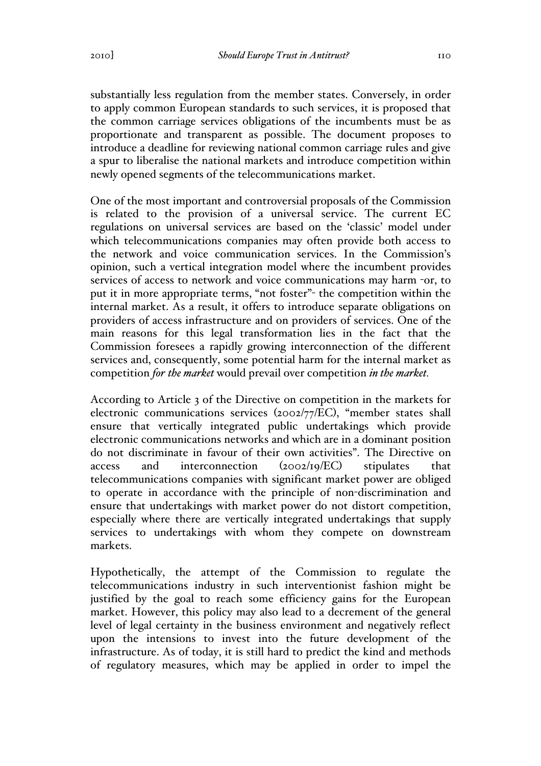substantially less regulation from the member states. Conversely, in order to apply common European standards to such services, it is proposed that the common carriage services obligations of the incumbents must be as proportionate and transparent as possible. The document proposes to introduce a deadline for reviewing national common carriage rules and give a spur to liberalise the national markets and introduce competition within newly opened segments of the telecommunications market.

One of the most important and controversial proposals of the Commission is related to the provision of a universal service. The current EC regulations on universal services are based on the 'classic' model under which telecommunications companies may often provide both access to the network and voice communication services. In the Commission's opinion, such a vertical integration model where the incumbent provides services of access to network and voice communications may harm -or, to put it in more appropriate terms, "not foster"- the competition within the internal market. As a result, it offers to introduce separate obligations on providers of access infrastructure and on providers of services. One of the main reasons for this legal transformation lies in the fact that the Commission foresees a rapidly growing interconnection of the different services and, consequently, some potential harm for the internal market as competition *for the market* would prevail over competition *in the market.*

According to Article 3 of the Directive on competition in the markets for electronic communications services (2002/77/EC), "member states shall ensure that vertically integrated public undertakings which provide electronic communications networks and which are in a dominant position do not discriminate in favour of their own activities". The Directive on access and interconnection (2002/19/EC) stipulates that telecommunications companies with significant market power are obliged to operate in accordance with the principle of non-discrimination and ensure that undertakings with market power do not distort competition, especially where there are vertically integrated undertakings that supply services to undertakings with whom they compete on downstream markets.

Hypothetically, the attempt of the Commission to regulate the telecommunications industry in such interventionist fashion might be justified by the goal to reach some efficiency gains for the European market. However, this policy may also lead to a decrement of the general level of legal certainty in the business environment and negatively reflect upon the intensions to invest into the future development of the infrastructure. As of today, it is still hard to predict the kind and methods of regulatory measures, which may be applied in order to impel the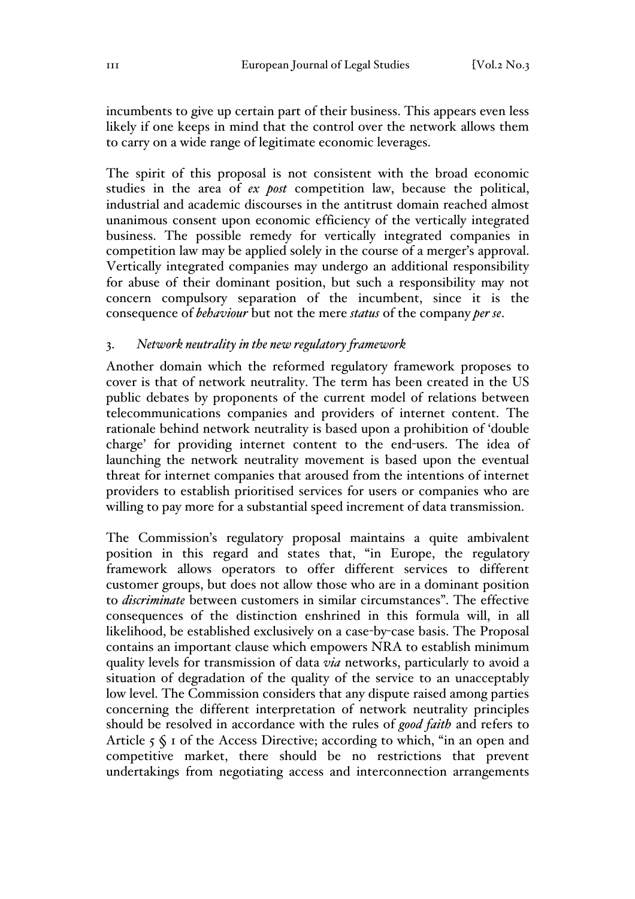incumbents to give up certain part of their business. This appears even less likely if one keeps in mind that the control over the network allows them to carry on a wide range of legitimate economic leverages.

The spirit of this proposal is not consistent with the broad economic studies in the area of *ex post* competition law, because the political, industrial and academic discourses in the antitrust domain reached almost unanimous consent upon economic efficiency of the vertically integrated business. The possible remedy for vertically integrated companies in competition law may be applied solely in the course of a merger's approval. Vertically integrated companies may undergo an additional responsibility for abuse of their dominant position, but such a responsibility may not concern compulsory separation of the incumbent, since it is the consequence of *behaviour* but not the mere *status* of the company *per se*.

### 3. *Network neutrality in the new regulatory framework*

Another domain which the reformed regulatory framework proposes to cover is that of network neutrality. The term has been created in the US public debates by proponents of the current model of relations between telecommunications companies and providers of internet content. The rationale behind network neutrality is based upon a prohibition of 'double charge' for providing internet content to the end-users. The idea of launching the network neutrality movement is based upon the eventual threat for internet companies that aroused from the intentions of internet providers to establish prioritised services for users or companies who are willing to pay more for a substantial speed increment of data transmission.

The Commission's regulatory proposal maintains a quite ambivalent position in this regard and states that, "in Europe, the regulatory framework allows operators to offer different services to different customer groups, but does not allow those who are in a dominant position to *discriminate* between customers in similar circumstances". The effective consequences of the distinction enshrined in this formula will, in all likelihood, be established exclusively on a case-by-case basis. The Proposal contains an important clause which empowers NRA to establish minimum quality levels for transmission of data *via* networks, particularly to avoid a situation of degradation of the quality of the service to an unacceptably low level. The Commission considers that any dispute raised among parties concerning the different interpretation of network neutrality principles should be resolved in accordance with the rules of *good faith* and refers to Article 5 § 1 of the Access Directive; according to which, "in an open and competitive market, there should be no restrictions that prevent undertakings from negotiating access and interconnection arrangements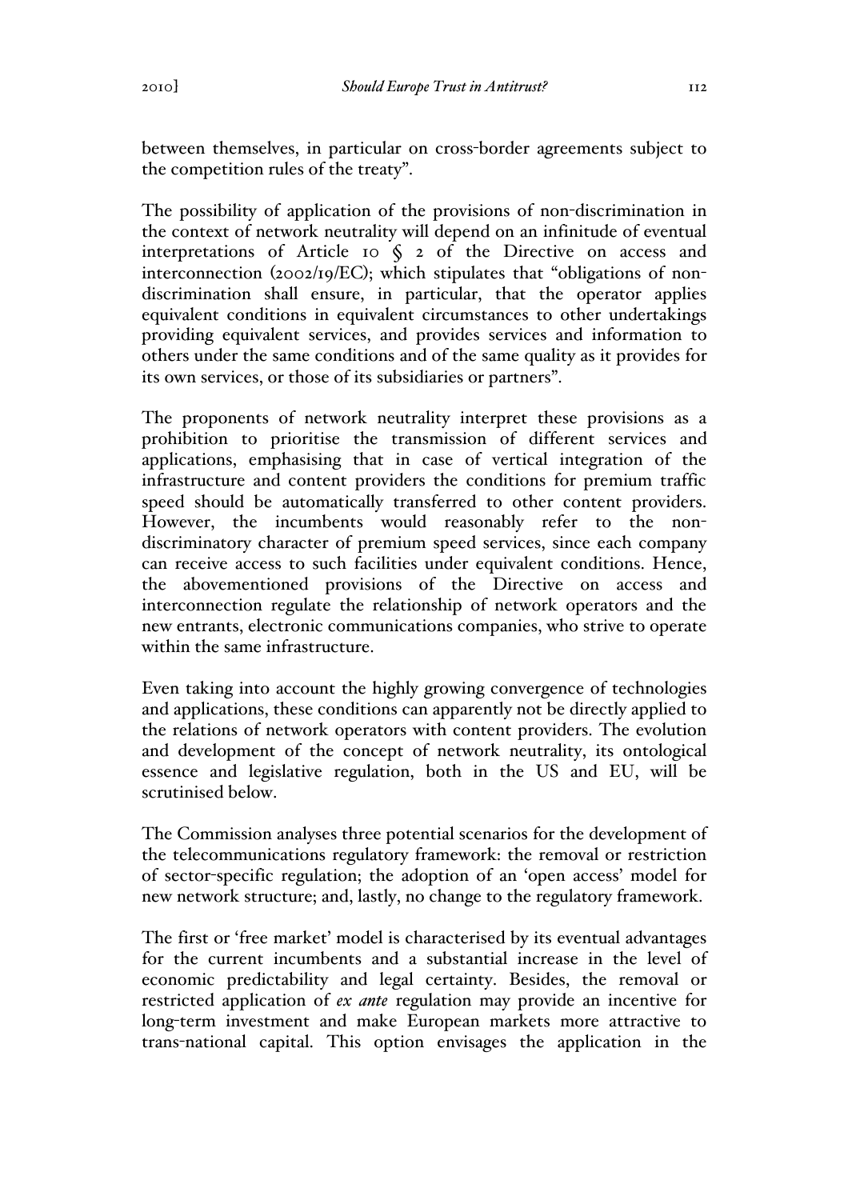between themselves, in particular on cross-border agreements subject to the competition rules of the treaty".

The possibility of application of the provisions of non-discrimination in the context of network neutrality will depend on an infinitude of eventual interpretations of Article 10 § 2 of the Directive on access and interconnection (2002/19/EC); which stipulates that "obligations of non-discrimination shall ensure, in particular, that the operator applies equivalent conditions in equivalent circumstances to other undertakings providing equivalent services, and provides services and information to others under the same conditions and of the same quality as it provides for its own services, or those of its subsidiaries or partners".

The proponents of network neutrality interpret these provisions as a prohibition to prioritise the transmission of different services and applications, emphasising that in case of vertical integration of the infrastructure and content providers the conditions for premium traffic speed should be automatically transferred to other content providers. However, the incumbents would reasonably refer to the non-discriminatory character of premium speed services, since each company can receive access to such facilities under equivalent conditions. Hence, the abovementioned provisions of the Directive on access and interconnection regulate the relationship of network operators and the new entrants, electronic communications companies, who strive to operate within the same infrastructure.

Even taking into account the highly growing convergence of technologies and applications, these conditions can apparently not be directly applied to the relations of network operators with content providers. The evolution and development of the concept of network neutrality, its ontological essence and legislative regulation, both in the US and EU, will be scrutinised below.

The Commission analyses three potential scenarios for the development of the telecommunications regulatory framework: the removal or restriction of sector-specific regulation; the adoption of an 'open access' model for new network structure; and, lastly, no change to the regulatory framework.

The first or 'free market' model is characterised by its eventual advantages for the current incumbents and a substantial increase in the level of economic predictability and legal certainty. Besides, the removal or restricted application of *ex ante* regulation may provide an incentive for long-term investment and make European markets more attractive to trans-national capital. This option envisages the application in the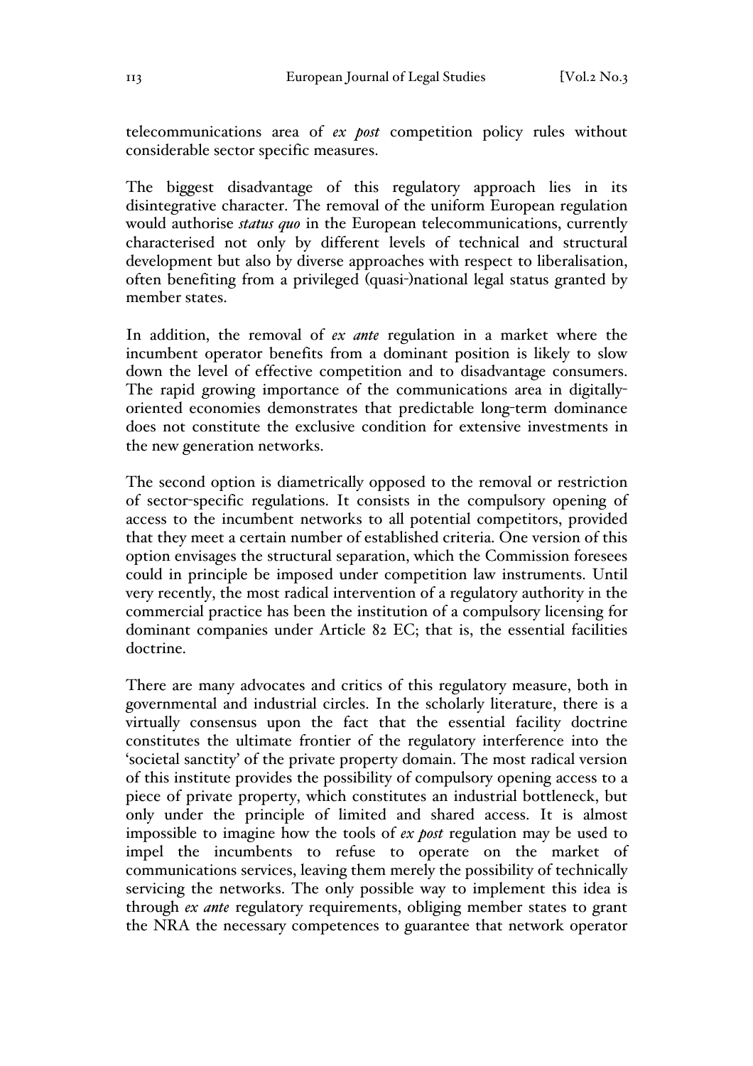telecommunications area of *ex post* competition policy rules without considerable sector specific measures.

The biggest disadvantage of this regulatory approach lies in its disintegrative character. The removal of the uniform European regulation would authorise *status quo* in the European telecommunications, currently characterised not only by different levels of technical and structural development but also by diverse approaches with respect to liberalisation, often benefiting from a privileged (quasi-)national legal status granted by member states.

In addition, the removal of *ex ante* regulation in a market where the incumbent operator benefits from a dominant position is likely to slow down the level of effective competition and to disadvantage consumers. The rapid growing importance of the communications area in digitally-oriented economies demonstrates that predictable long-term dominance does not constitute the exclusive condition for extensive investments in the new generation networks.

The second option is diametrically opposed to the removal or restriction of sector-specific regulations. It consists in the compulsory opening of access to the incumbent networks to all potential competitors, provided that they meet a certain number of established criteria. One version of this option envisages the structural separation, which the Commission foresees could in principle be imposed under competition law instruments. Until very recently, the most radical intervention of a regulatory authority in the commercial practice has been the institution of a compulsory licensing for dominant companies under Article 82 EC; that is, the essential facilities doctrine.

There are many advocates and critics of this regulatory measure, both in governmental and industrial circles. In the scholarly literature, there is a virtually consensus upon the fact that the essential facility doctrine constitutes the ultimate frontier of the regulatory interference into the 'societal sanctity' of the private property domain. The most radical version of this institute provides the possibility of compulsory opening access to a piece of private property, which constitutes an industrial bottleneck, but only under the principle of limited and shared access. It is almost impossible to imagine how the tools of *ex post* regulation may be used to impel the incumbents to refuse to operate on the market of communications services, leaving them merely the possibility of technically servicing the networks. The only possible way to implement this idea is through *ex ante* regulatory requirements, obliging member states to grant the NRA the necessary competences to guarantee that network operator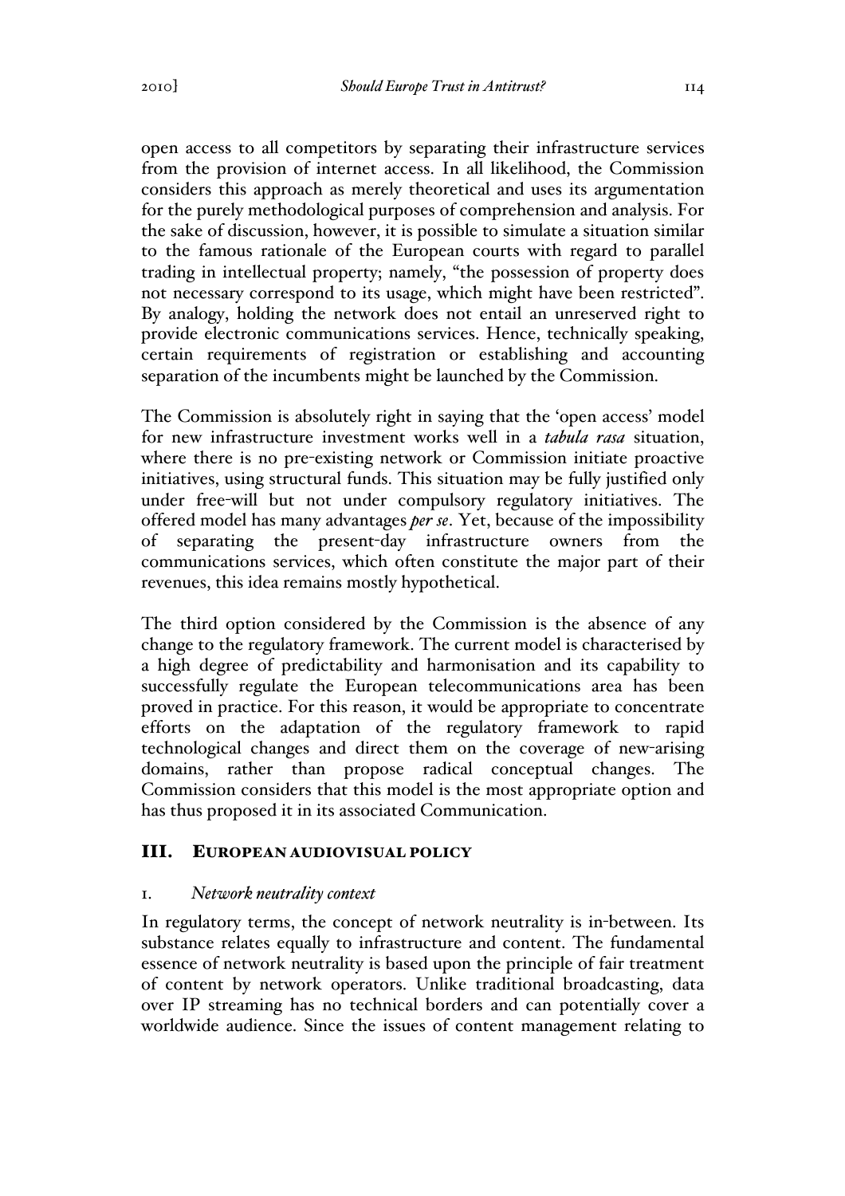open access to all competitors by separating their infrastructure services from the provision of internet access. In all likelihood, the Commission considers this approach as merely theoretical and uses its argumentation for the purely methodological purposes of comprehension and analysis. For the sake of discussion, however, it is possible to simulate a situation similar to the famous rationale of the European courts with regard to parallel trading in intellectual property; namely, "the possession of property does not necessary correspond to its usage, which might have been restricted". By analogy, holding the network does not entail an unreserved right to provide electronic communications services. Hence, technically speaking, certain requirements of registration or establishing and accounting separation of the incumbents might be launched by the Commission.

The Commission is absolutely right in saying that the 'open access' model for new infrastructure investment works well in a *tabula rasa* situation, where there is no pre-existing network or Commission initiate proactive initiatives, using structural funds. This situation may be fully justified only under free-will but not under compulsory regulatory initiatives. The offered model has many advantages *per se*. Yet, because of the impossibility of separating the present-day infrastructure owners from the communications services, which often constitute the major part of their revenues, this idea remains mostly hypothetical.

The third option considered by the Commission is the absence of any change to the regulatory framework. The current model is characterised by a high degree of predictability and harmonisation and its capability to successfully regulate the European telecommunications area has been proved in practice. For this reason, it would be appropriate to concentrate efforts on the adaptation of the regulatory framework to rapid technological changes and direct them on the coverage of new-arising domains, rather than propose radical conceptual changes. The Commission considers that this model is the most appropriate option and has thus proposed it in its associated Communication.

## III. EUROPEAN AUDIOVISUAL POLICY

### 1. *Network neutrality context*

In regulatory terms, the concept of network neutrality is in-between. Its substance relates equally to infrastructure and content. The fundamental essence of network neutrality is based upon the principle of fair treatment of content by network operators. Unlike traditional broadcasting, data over IP streaming has no technical borders and can potentially cover a worldwide audience. Since the issues of content management relating to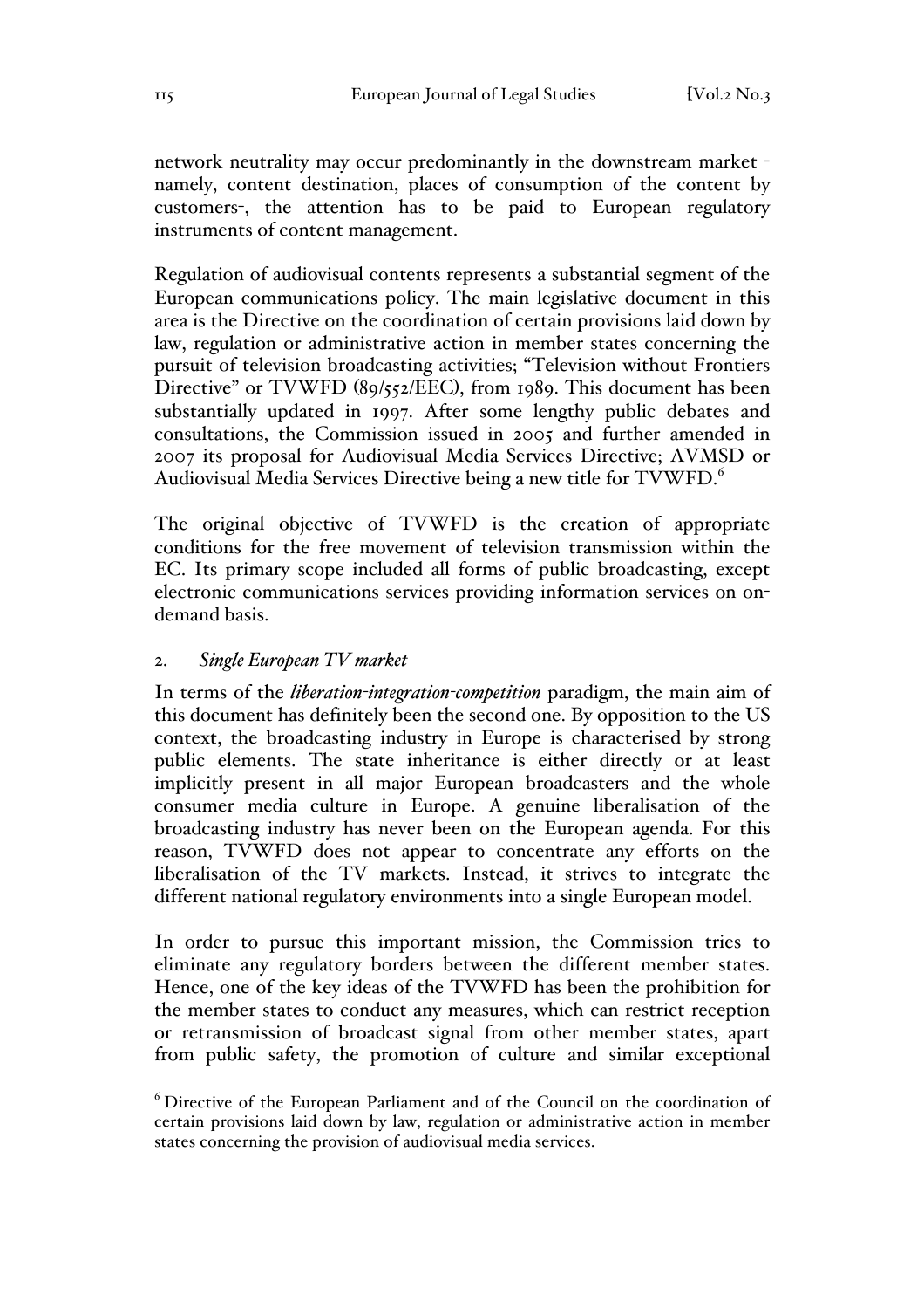network neutrality may occur predominantly in the downstream market - namely, content destination, places of consumption of the content by customers-, the attention has to be paid to European regulatory instruments of content management.

Regulation of audiovisual contents represents a substantial segment of the European communications policy. The main legislative document in this area is the Directive on the coordination of certain provisions laid down by law, regulation or administrative action in member states concerning the pursuit of television broadcasting activities; "Television without Frontiers Directive" or TVWFD (89/552/EEC), from 1989. This document has been substantially updated in 1997. After some lengthy public debates and consultations, the Commission issued in 2005 and further amended in 2007 its proposal for Audiovisual Media Services Directive; AVMSD or Audiovisual Media Services Directive being a new title for TVWFD.[6]

The original objective of TVWFD is the creation of appropriate conditions for the free movement of television transmission within the EC. Its primary scope included all forms of public broadcasting, except electronic communications services providing information services on on-demand basis.

## 2. *Single European TV market*

In terms of the *liberation-integration-competition* paradigm, the main aim of this document has definitely been the second one. By opposition to the US context, the broadcasting industry in Europe is characterised by strong public elements. The state inheritance is either directly or at least implicitly present in all major European broadcasters and the whole consumer media culture in Europe. A genuine liberalisation of the broadcasting industry has never been on the European agenda. For this reason, TVWFD does not appear to concentrate any efforts on the liberalisation of the TV markets. Instead, it strives to integrate the different national regulatory environments into a single European model.

In order to pursue this important mission, the Commission tries to eliminate any regulatory borders between the different member states. Hence, one of the key ideas of the TVWFD has been the prohibition for the member states to conduct any measures, which can restrict reception or retransmission of broadcast signal from other member states, apart from public safety, the promotion of culture and similar exceptional

[6] Directive of the European Parliament and of the Council on the coordination of certain provisions laid down by law, regulation or administrative action in member states concerning the provision of audiovisual media services.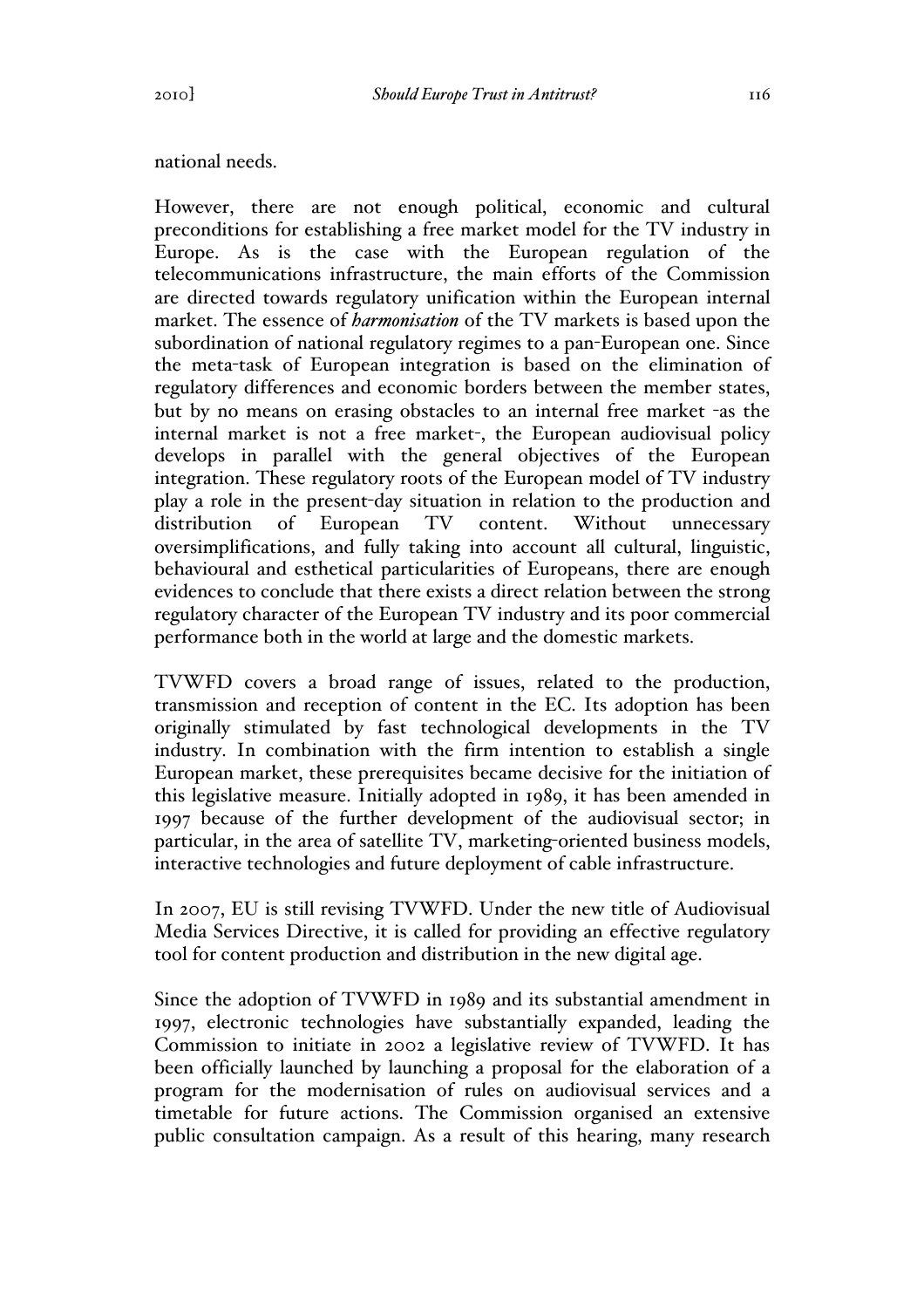national needs.

However, there are not enough political, economic and cultural preconditions for establishing a free market model for the TV industry in Europe. As is the case with the European regulation of the telecommunications infrastructure, the main efforts of the Commission are directed towards regulatory unification within the European internal market. The essence of ***harmonisation*** of the TV markets is based upon the subordination of national regulatory regimes to a pan-European one. Since the meta-task of European integration is based on the elimination of regulatory differences and economic borders between the member states, but by no means on erasing obstacles to an internal free market -as the internal market is not a free market-, the European audiovisual policy develops in parallel with the general objectives of the European integration. These regulatory roots of the European model of TV industry play a role in the present-day situation in relation to the production and distribution of European TV content. Without unnecessary oversimplifications, and fully taking into account all cultural, linguistic, behavioural and esthetical particularities of Europeans, there are enough evidences to conclude that there exists a direct relation between the strong regulatory character of the European TV industry and its poor commercial performance both in the world at large and the domestic markets.

TVWFD covers a broad range of issues, related to the production, transmission and reception of content in the EC. Its adoption has been originally stimulated by fast technological developments in the TV industry. In combination with the firm intention to establish a single European market, these prerequisites became decisive for the initiation of this legislative measure. Initially adopted in 1989, it has been amended in 1997 because of the further development of the audiovisual sector; in particular, in the area of satellite TV, marketing-oriented business models, interactive technologies and future deployment of cable infrastructure.

In 2007, EU is still revising TVWFD. Under the new title of Audiovisual Media Services Directive, it is called for providing an effective regulatory tool for content production and distribution in the new digital age.

Since the adoption of TVWFD in 1989 and its substantial amendment in 1997, electronic technologies have substantially expanded, leading the Commission to initiate in 2002 a legislative review of TVWFD. It has been officially launched by launching a proposal for the elaboration of a program for the modernisation of rules on audiovisual services and a timetable for future actions. The Commission organised an extensive public consultation campaign. As a result of this hearing, many research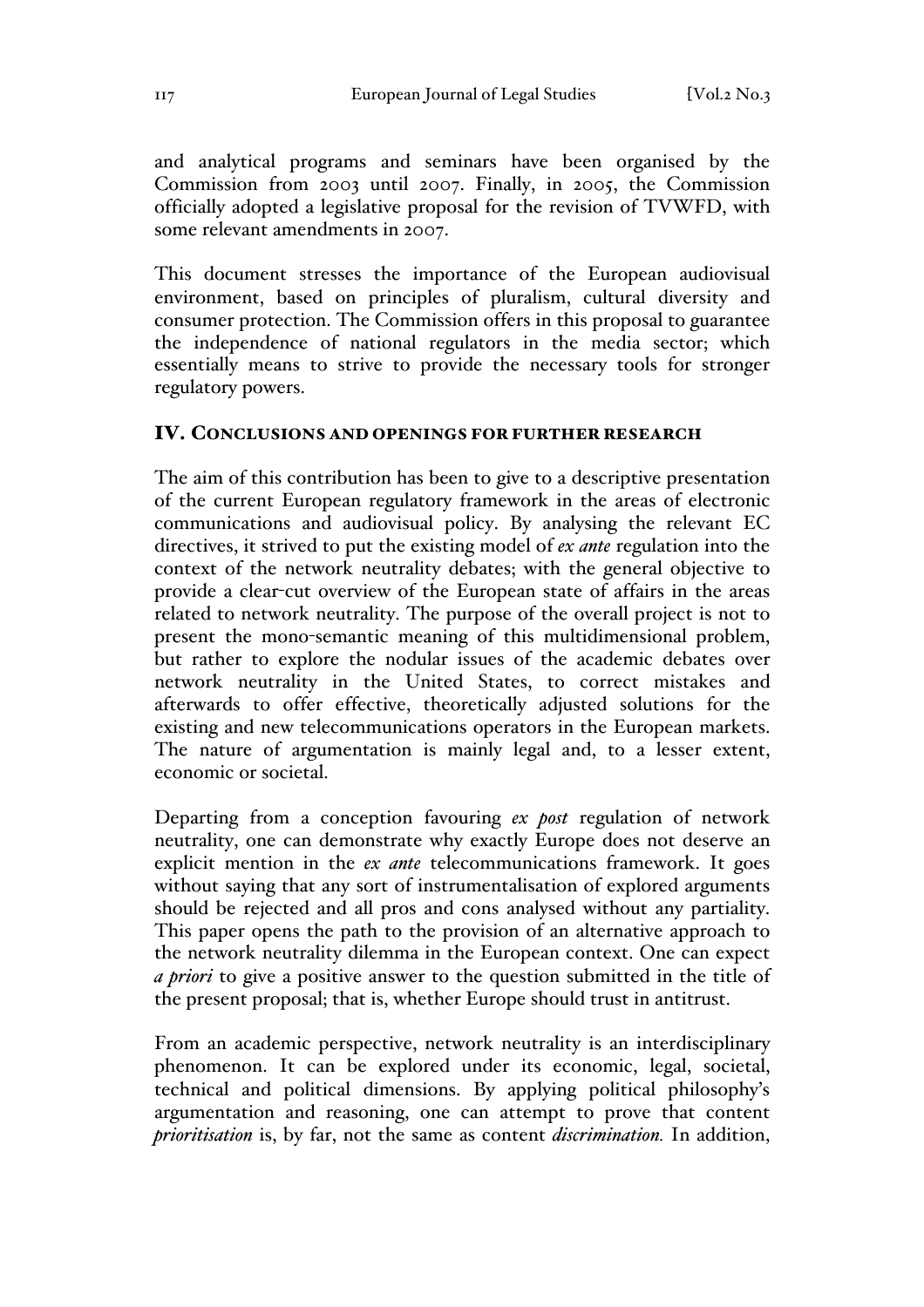and analytical programs and seminars have been organised by the Commission from 2003 until 2007. Finally, in 2005, the Commission officially adopted a legislative proposal for the revision of TVWFD, with some relevant amendments in 2007.

This document stresses the importance of the European audiovisual environment, based on principles of pluralism, cultural diversity and consumer protection. The Commission offers in this proposal to guarantee the independence of national regulators in the media sector; which essentially means to strive to provide the necessary tools for stronger regulatory powers.

## IV. CONCLUSIONS AND OPENINGS FOR FURTHER RESEARCH

The aim of this contribution has been to give to a descriptive presentation of the current European regulatory framework in the areas of electronic communications and audiovisual policy. By analysing the relevant EC directives, it strived to put the existing model of *ex ante* regulation into the context of the network neutrality debates; with the general objective to provide a clear-cut overview of the European state of affairs in the areas related to network neutrality. The purpose of the overall project is not to present the mono-semantic meaning of this multidimensional problem, but rather to explore the nodular issues of the academic debates over network neutrality in the United States, to correct mistakes and afterwards to offer effective, theoretically adjusted solutions for the existing and new telecommunications operators in the European markets. The nature of argumentation is mainly legal and, to a lesser extent, economic or societal.

Departing from a conception favouring *ex post* regulation of network neutrality, one can demonstrate why exactly Europe does not deserve an explicit mention in the *ex ante* telecommunications framework. It goes without saying that any sort of instrumentalisation of explored arguments should be rejected and all pros and cons analysed without any partiality. This paper opens the path to the provision of an alternative approach to the network neutrality dilemma in the European context. One can expect *a priori* to give a positive answer to the question submitted in the title of the present proposal; that is, whether Europe should trust in antitrust.

From an academic perspective, network neutrality is an interdisciplinary phenomenon. It can be explored under its economic, legal, societal, technical and political dimensions. By applying political philosophy's argumentation and reasoning, one can attempt to prove that content *prioritisation* is, by far, not the same as content *discrimination.* In addition,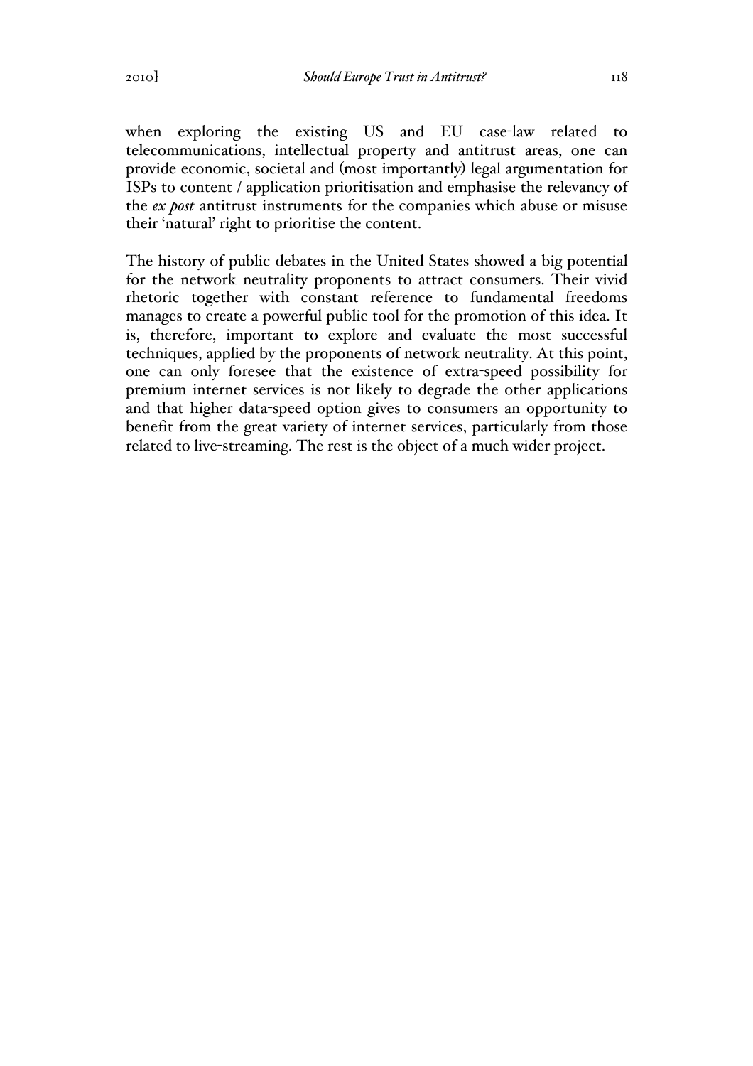when exploring the existing US and EU case-law related to telecommunications, intellectual property and antitrust areas, one can provide economic, societal and (most importantly) legal argumentation for ISPs to content / application prioritisation and emphasise the relevancy of the *ex post* antitrust instruments for the companies which abuse or misuse their 'natural' right to prioritise the content.

The history of public debates in the United States showed a big potential for the network neutrality proponents to attract consumers. Their vivid rhetoric together with constant reference to fundamental freedoms manages to create a powerful public tool for the promotion of this idea. It is, therefore, important to explore and evaluate the most successful techniques, applied by the proponents of network neutrality. At this point, one can only foresee that the existence of extra-speed possibility for premium internet services is not likely to degrade the other applications and that higher data-speed option gives to consumers an opportunity to benefit from the great variety of internet services, particularly from those related to live-streaming. The rest is the object of a much wider project.